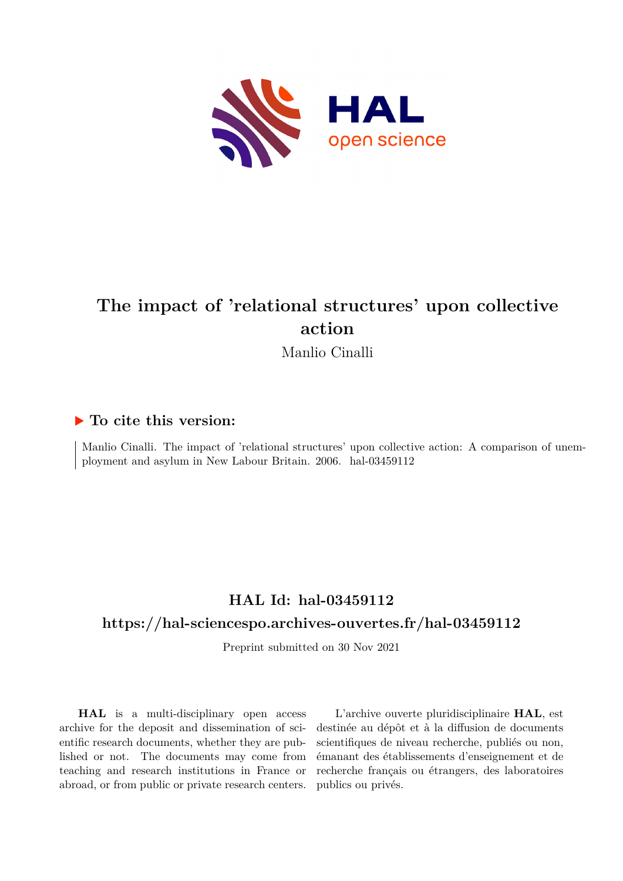# The impact of 'relational structures' upon collective action

Manlio Cinalli

## ▶ To cite this version:

Manlio Cinalli. The impact of 'relational structures' upon collective action: A comparison of unemployment and asylum in New Labour Britain. 2006. hal-03459112

## HAL Id: hal-03459112

## https://hal-sciencespo.archives-ouvertes.fr/hal-03459112

Preprint submitted on 30 Nov 2021

**HAL** is a multi-disciplinary open access archive for the deposit and dissemination of scientific research documents, whether they are published or not. The documents may come from teaching and research institutions in France or abroad, or from public or private research centers.

L'archive ouverte pluridisciplinaire **HAL**, est destinée au dépôt et à la diffusion de documents scientifiques de niveau recherche, publiés ou non, émanant des établissements d'enseignement et de recherche français ou étrangers, des laboratoires publics ou privés.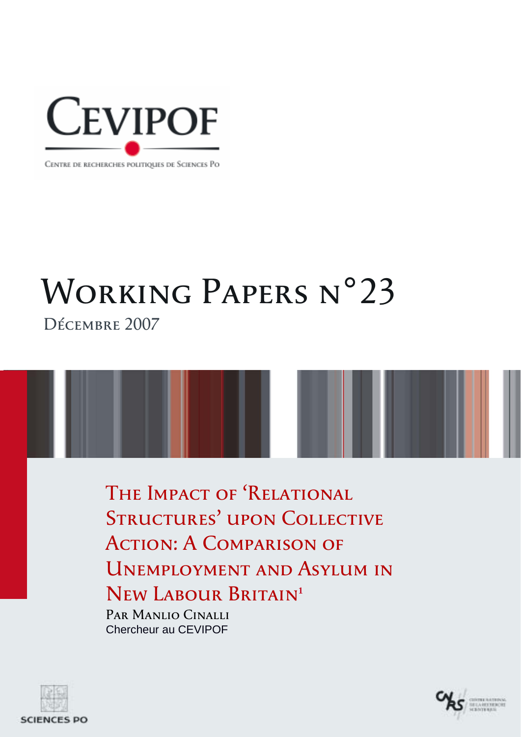CEVIPOF

CENTRE DE RECHERCHES POLITIQUES DE SCIENCES PO

# WORKING PAPERS N°23

DÉCEMBRE 2007

## THE IMPACT OF 'RELATIONAL STRUCTURES' UPON COLLECTIVE ACTION: A COMPARISON OF UNEMPLOYMENT AND ASYLUM IN NEW LABOUR BRITAIN[1]

PAR MANLIO CINALLI

Chercheur au CEVIPOF

SCIENCES PO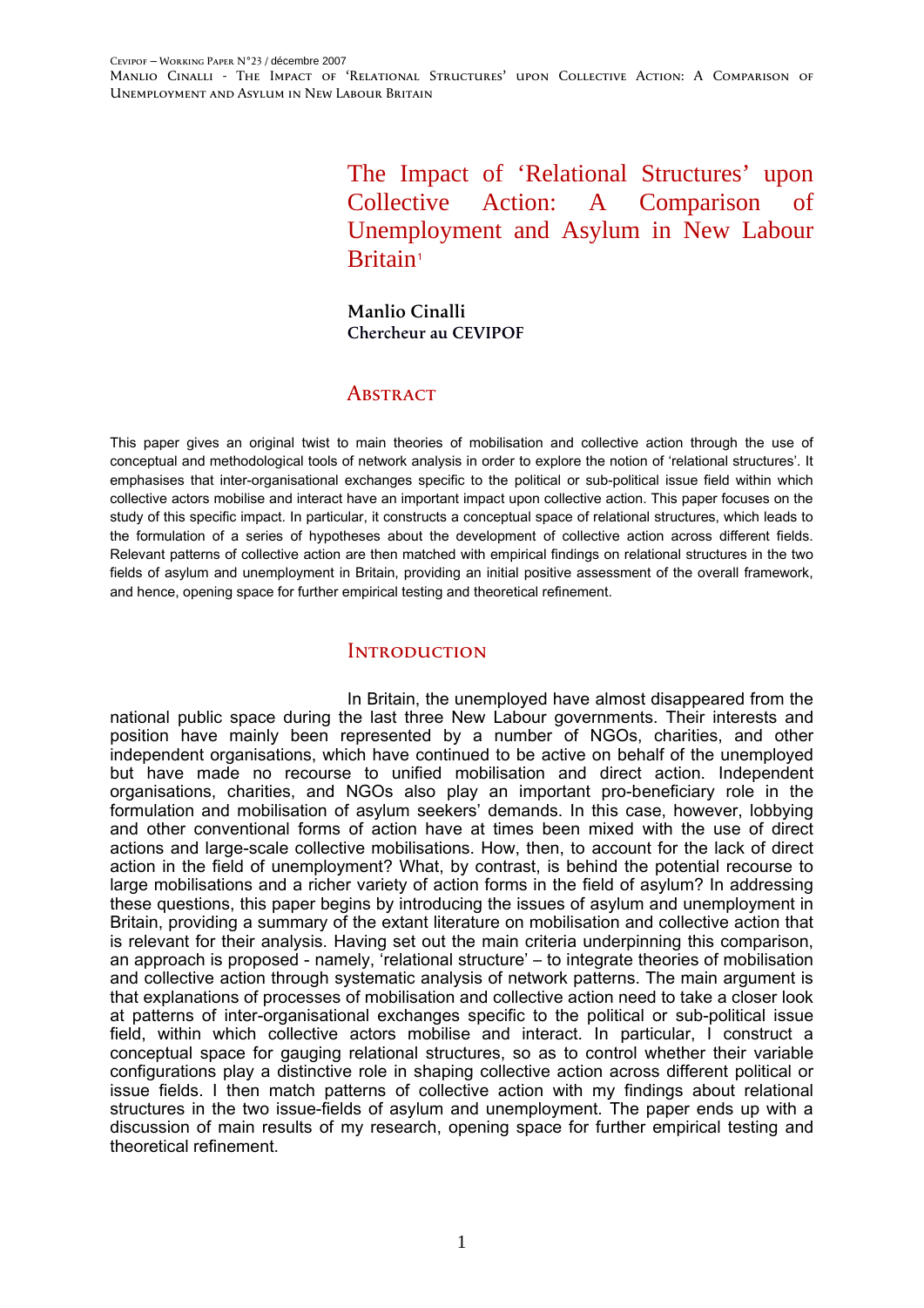# The Impact of 'Relational Structures' upon Collective Action: A Comparison of Unemployment and Asylum in New Labour Britain[1]

**Manlio Cinalli**
**Chercheur au CEVIPOF**

## Abstract

This paper gives an original twist to main theories of mobilisation and collective action through the use of conceptual and methodological tools of network analysis in order to explore the notion of 'relational structures'. It emphasises that inter-organisational exchanges specific to the political or sub-political issue field within which collective actors mobilise and interact have an important impact upon collective action. This paper focuses on the study of this specific impact. In particular, it constructs a conceptual space of relational structures, which leads to the formulation of a series of hypotheses about the development of collective action across different fields. Relevant patterns of collective action are then matched with empirical findings on relational structures in the two fields of asylum and unemployment in Britain, providing an initial positive assessment of the overall framework, and hence, opening space for further empirical testing and theoretical refinement.

## Introduction

In Britain, the unemployed have almost disappeared from the national public space during the last three New Labour governments. Their interests and position have mainly been represented by a number of NGOs, charities, and other independent organisations, which have continued to be active on behalf of the unemployed but have made no recourse to unified mobilisation and direct action. Independent organisations, charities, and NGOs also play an important pro-beneficiary role in the formulation and mobilisation of asylum seekers' demands. In this case, however, lobbying and other conventional forms of action have at times been mixed with the use of direct actions and large-scale collective mobilisations. How, then, to account for the lack of direct action in the field of unemployment? What, by contrast, is behind the potential recourse to large mobilisations and a richer variety of action forms in the field of asylum? In addressing these questions, this paper begins by introducing the issues of asylum and unemployment in Britain, providing a summary of the extant literature on mobilisation and collective action that is relevant for their analysis. Having set out the main criteria underpinning this comparison, an approach is proposed - namely, 'relational structure' – to integrate theories of mobilisation and collective action through systematic analysis of network patterns. The main argument is that explanations of processes of mobilisation and collective action need to take a closer look at patterns of inter-organisational exchanges specific to the political or sub-political issue field, within which collective actors mobilise and interact. In particular, I construct a conceptual space for gauging relational structures, so as to control whether their variable configurations play a distinctive role in shaping collective action across different political or issue fields. I then match patterns of collective action with my findings about relational structures in the two issue-fields of asylum and unemployment. The paper ends up with a discussion of main results of my research, opening space for further empirical testing and theoretical refinement.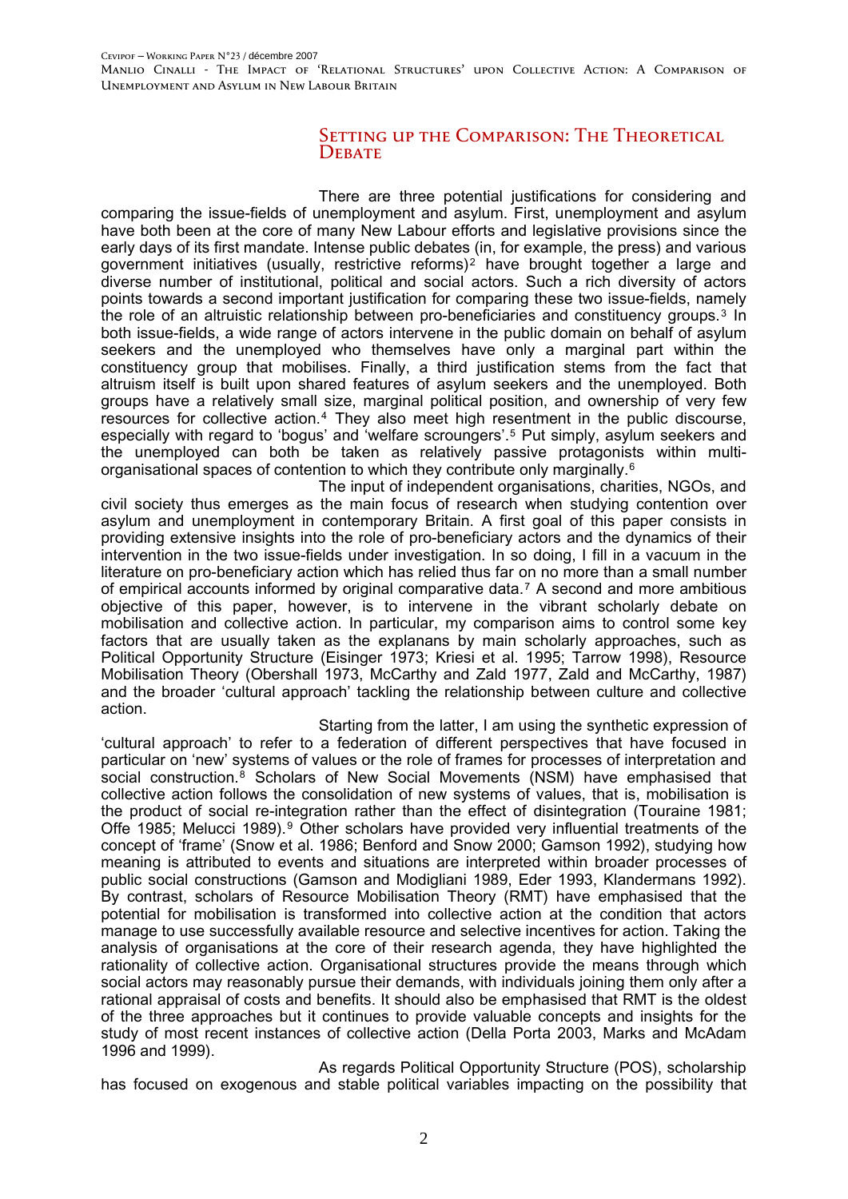## Setting up the Comparison: The Theoretical Debate

There are three potential justifications for considering and comparing the issue-fields of unemployment and asylum. First, unemployment and asylum have both been at the core of many New Labour efforts and legislative provisions since the early days of its first mandate. Intense public debates (in, for example, the press) and various government initiatives (usually, restrictive reforms)[2] have brought together a large and diverse number of institutional, political and social actors. Such a rich diversity of actors points towards a second important justification for comparing these two issue-fields, namely the role of an altruistic relationship between pro-beneficiaries and constituency groups.[3] In both issue-fields, a wide range of actors intervene in the public domain on behalf of asylum seekers and the unemployed who themselves have only a marginal part within the constituency group that mobilises. Finally, a third justification stems from the fact that altruism itself is built upon shared features of asylum seekers and the unemployed. Both groups have a relatively small size, marginal political position, and ownership of very few resources for collective action.[4] They also meet high resentment in the public discourse, especially with regard to 'bogus' and 'welfare scroungers'.[5] Put simply, asylum seekers and the unemployed can both be taken as relatively passive protagonists within multi-organisational spaces of contention to which they contribute only marginally.[6]

The input of independent organisations, charities, NGOs, and civil society thus emerges as the main focus of research when studying contention over asylum and unemployment in contemporary Britain. A first goal of this paper consists in providing extensive insights into the role of pro-beneficiary actors and the dynamics of their intervention in the two issue-fields under investigation. In so doing, I fill in a vacuum in the literature on pro-beneficiary action which has relied thus far on no more than a small number of empirical accounts informed by original comparative data.[7] A second and more ambitious objective of this paper, however, is to intervene in the vibrant scholarly debate on mobilisation and collective action. In particular, my comparison aims to control some key factors that are usually taken as the explanans by main scholarly approaches, such as Political Opportunity Structure (Eisinger 1973; Kriesi et al. 1995; Tarrow 1998), Resource Mobilisation Theory (Obershall 1973, McCarthy and Zald 1977, Zald and McCarthy, 1987) and the broader 'cultural approach' tackling the relationship between culture and collective action.

Starting from the latter, I am using the synthetic expression of 'cultural approach' to refer to a federation of different perspectives that have focused in particular on 'new' systems of values or the role of frames for processes of interpretation and social construction.[8] Scholars of New Social Movements (NSM) have emphasised that collective action follows the consolidation of new systems of values, that is, mobilisation is the product of social re-integration rather than the effect of disintegration (Touraine 1981; Offe 1985; Melucci 1989).[9] Other scholars have provided very influential treatments of the concept of 'frame' (Snow et al. 1986; Benford and Snow 2000; Gamson 1992), studying how meaning is attributed to events and situations are interpreted within broader processes of public social constructions (Gamson and Modigliani 1989, Eder 1993, Klandermans 1992). By contrast, scholars of Resource Mobilisation Theory (RMT) have emphasised that the potential for mobilisation is transformed into collective action at the condition that actors manage to use successfully available resource and selective incentives for action. Taking the analysis of organisations at the core of their research agenda, they have highlighted the rationality of collective action. Organisational structures provide the means through which social actors may reasonably pursue their demands, with individuals joining them only after a rational appraisal of costs and benefits. It should also be emphasised that RMT is the oldest of the three approaches but it continues to provide valuable concepts and insights for the study of most recent instances of collective action (Della Porta 2003, Marks and McAdam 1996 and 1999).

As regards Political Opportunity Structure (POS), scholarship has focused on exogenous and stable political variables impacting on the possibility that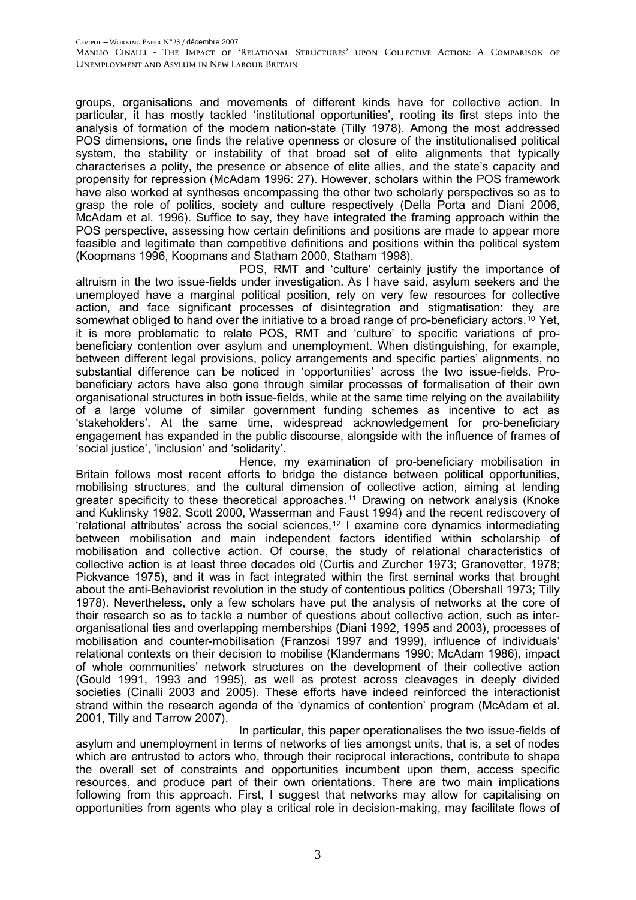groups, organisations and movements of different kinds have for collective action. In particular, it has mostly tackled 'institutional opportunities', rooting its first steps into the analysis of formation of the modern nation-state (Tilly 1978). Among the most addressed POS dimensions, one finds the relative openness or closure of the institutionalised political system, the stability or instability of that broad set of elite alignments that typically characterises a polity, the presence or absence of elite allies, and the state's capacity and propensity for repression (McAdam 1996: 27). However, scholars within the POS framework have also worked at syntheses encompassing the other two scholarly perspectives so as to grasp the role of politics, society and culture respectively (Della Porta and Diani 2006, McAdam et al. 1996). Suffice to say, they have integrated the framing approach within the POS perspective, assessing how certain definitions and positions are made to appear more feasible and legitimate than competitive definitions and positions within the political system (Koopmans 1996, Koopmans and Statham 2000, Statham 1998).

POS, RMT and 'culture' certainly justify the importance of altruism in the two issue-fields under investigation. As I have said, asylum seekers and the unemployed have a marginal political position, rely on very few resources for collective action, and face significant processes of disintegration and stigmatisation: they are somewhat obliged to hand over the initiative to a broad range of pro-beneficiary actors.[10] Yet, it is more problematic to relate POS, RMT and 'culture' to specific variations of pro-beneficiary contention over asylum and unemployment. When distinguishing, for example, between different legal provisions, policy arrangements and specific parties' alignments, no substantial difference can be noticed in 'opportunities' across the two issue-fields. Pro-beneficiary actors have also gone through similar processes of formalisation of their own organisational structures in both issue-fields, while at the same time relying on the availability of a large volume of similar government funding schemes as incentive to act as 'stakeholders'. At the same time, widespread acknowledgement for pro-beneficiary engagement has expanded in the public discourse, alongside with the influence of frames of 'social justice', 'inclusion' and 'solidarity'.

Hence, my examination of pro-beneficiary mobilisation in Britain follows most recent efforts to bridge the distance between political opportunities, mobilising structures, and the cultural dimension of collective action, aiming at lending greater specificity to these theoretical approaches.[11] Drawing on network analysis (Knoke and Kuklinsky 1982, Scott 2000, Wasserman and Faust 1994) and the recent rediscovery of 'relational attributes' across the social sciences,[12] I examine core dynamics intermediating between mobilisation and main independent factors identified within scholarship of mobilisation and collective action. Of course, the study of relational characteristics of collective action is at least three decades old (Curtis and Zurcher 1973; Granovetter, 1978; Pickvance 1975), and it was in fact integrated within the first seminal works that brought about the anti-Behaviorist revolution in the study of contentious politics (Obershall 1973; Tilly 1978). Nevertheless, only a few scholars have put the analysis of networks at the core of their research so as to tackle a number of questions about collective action, such as inter-organisational ties and overlapping memberships (Diani 1992, 1995 and 2003), processes of mobilisation and counter-mobilisation (Franzosi 1997 and 1999), influence of individuals' relational contexts on their decision to mobilise (Klandermans 1990; McAdam 1986), impact of whole communities' network structures on the development of their collective action (Gould 1991, 1993 and 1995), as well as protest across cleavages in deeply divided societies (Cinalli 2003 and 2005). These efforts have indeed reinforced the interactionist strand within the research agenda of the 'dynamics of contention' program (McAdam et al. 2001, Tilly and Tarrow 2007).

In particular, this paper operationalises the two issue-fields of asylum and unemployment in terms of networks of ties amongst units, that is, a set of nodes which are entrusted to actors who, through their reciprocal interactions, contribute to shape the overall set of constraints and opportunities incumbent upon them, access specific resources, and produce part of their own orientations. There are two main implications following from this approach. First, I suggest that networks may allow for capitalising on opportunities from agents who play a critical role in decision-making, may facilitate flows of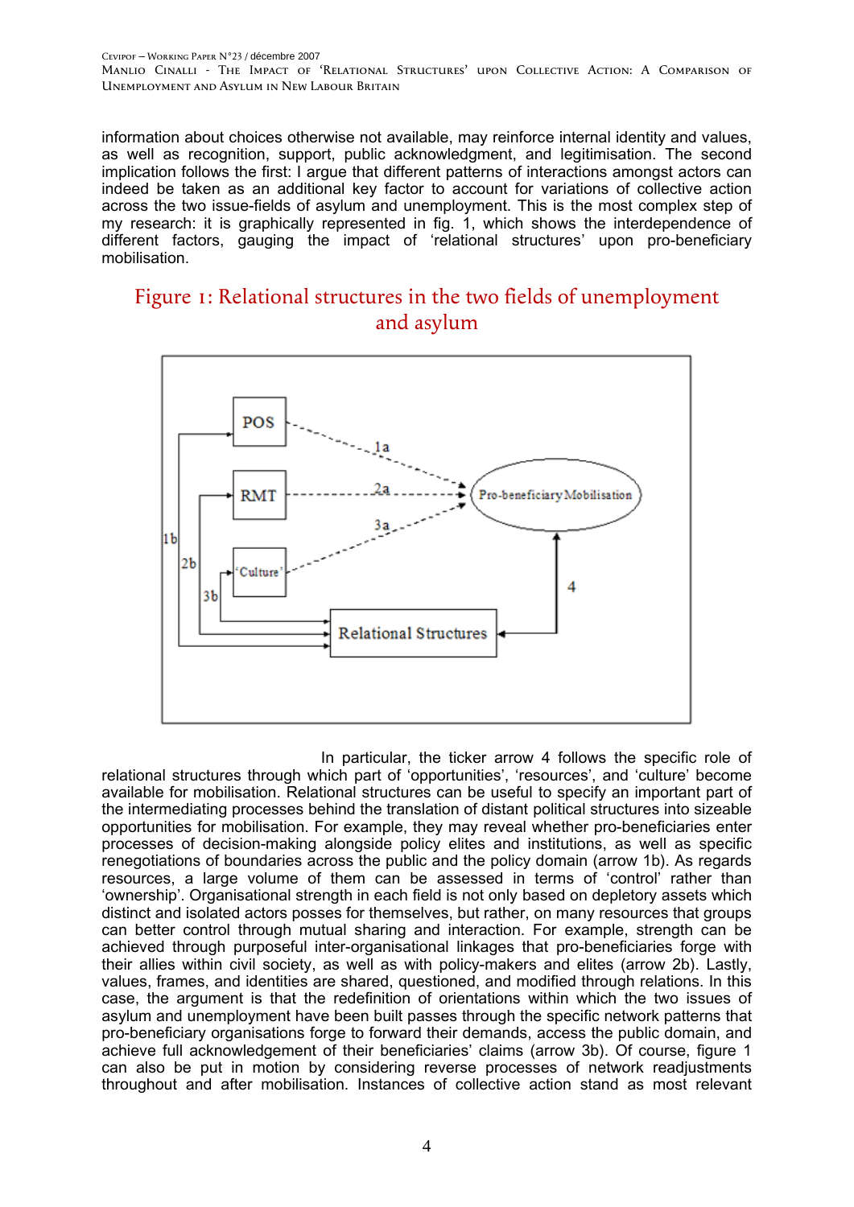information about choices otherwise not available, may reinforce internal identity and values, as well as recognition, support, public acknowledgment, and legitimisation. The second implication follows the first: I argue that different patterns of interactions amongst actors can indeed be taken as an additional key factor to account for variations of collective action across the two issue-fields of asylum and unemployment. This is the most complex step of my research: it is graphically represented in fig. 1, which shows the interdependence of different factors, gauging the impact of 'relational structures' upon pro-beneficiary mobilisation.

## Figure 1: Relational structures in the two fields of unemployment and asylum

In particular, the ticker arrow 4 follows the specific role of relational structures through which part of 'opportunities', 'resources', and 'culture' become available for mobilisation. Relational structures can be useful to specify an important part of the intermediating processes behind the translation of distant political structures into sizeable opportunities for mobilisation. For example, they may reveal whether pro-beneficiaries enter processes of decision-making alongside policy elites and institutions, as well as specific renegotiations of boundaries across the public and the policy domain (arrow 1b). As regards resources, a large volume of them can be assessed in terms of 'control' rather than 'ownership'. Organisational strength in each field is not only based on depletory assets which distinct and isolated actors posses for themselves, but rather, on many resources that groups can better control through mutual sharing and interaction. For example, strength can be achieved through purposeful inter-organisational linkages that pro-beneficiaries forge with their allies within civil society, as well as with policy-makers and elites (arrow 2b). Lastly, values, frames, and identities are shared, questioned, and modified through relations. In this case, the argument is that the redefinition of orientations within which the two issues of asylum and unemployment have been built passes through the specific network patterns that pro-beneficiary organisations forge to forward their demands, access the public domain, and achieve full acknowledgement of their beneficiaries' claims (arrow 3b). Of course, figure 1 can also be put in motion by considering reverse processes of network readjustments throughout and after mobilisation. Instances of collective action stand as most relevant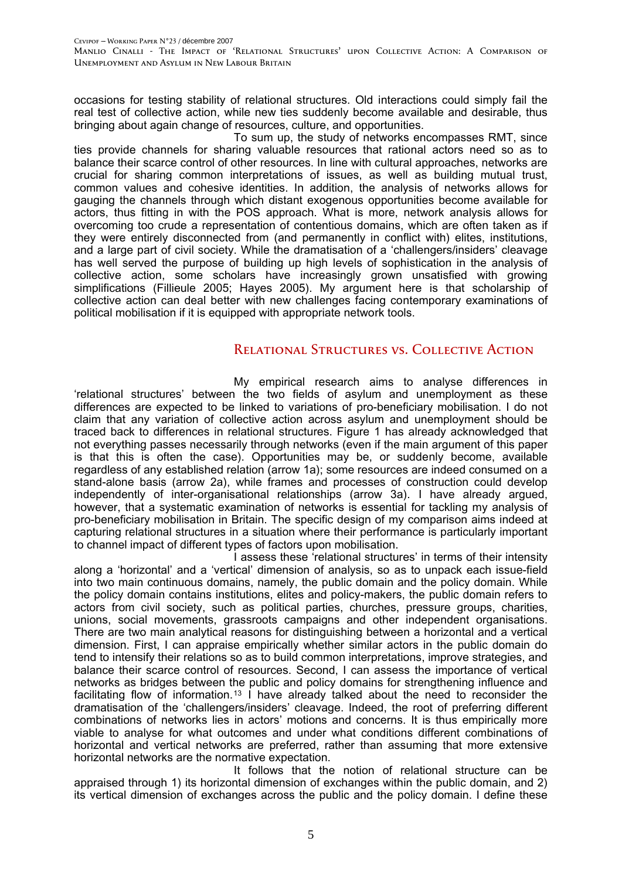occasions for testing stability of relational structures. Old interactions could simply fail the real test of collective action, while new ties suddenly become available and desirable, thus bringing about again change of resources, culture, and opportunities.

To sum up, the study of networks encompasses RMT, since ties provide channels for sharing valuable resources that rational actors need so as to balance their scarce control of other resources. In line with cultural approaches, networks are crucial for sharing common interpretations of issues, as well as building mutual trust, common values and cohesive identities. In addition, the analysis of networks allows for gauging the channels through which distant exogenous opportunities become available for actors, thus fitting in with the POS approach. What is more, network analysis allows for overcoming too crude a representation of contentious domains, which are often taken as if they were entirely disconnected from (and permanently in conflict with) elites, institutions, and a large part of civil society. While the dramatisation of a 'challengers/insiders' cleavage has well served the purpose of building up high levels of sophistication in the analysis of collective action, some scholars have increasingly grown unsatisfied with growing simplifications (Fillieule 2005; Hayes 2005). My argument here is that scholarship of collective action can deal better with new challenges facing contemporary examinations of political mobilisation if it is equipped with appropriate network tools.

## Relational Structures vs. Collective Action

My empirical research aims to analyse differences in 'relational structures' between the two fields of asylum and unemployment as these differences are expected to be linked to variations of pro-beneficiary mobilisation. I do not claim that any variation of collective action across asylum and unemployment should be traced back to differences in relational structures. Figure 1 has already acknowledged that not everything passes necessarily through networks (even if the main argument of this paper is that this is often the case). Opportunities may be, or suddenly become, available regardless of any established relation (arrow 1a); some resources are indeed consumed on a stand-alone basis (arrow 2a), while frames and processes of construction could develop independently of inter-organisational relationships (arrow 3a). I have already argued, however, that a systematic examination of networks is essential for tackling my analysis of pro-beneficiary mobilisation in Britain. The specific design of my comparison aims indeed at capturing relational structures in a situation where their performance is particularly important to channel impact of different types of factors upon mobilisation.

I assess these 'relational structures' in terms of their intensity along a 'horizontal' and a 'vertical' dimension of analysis, so as to unpack each issue-field into two main continuous domains, namely, the public domain and the policy domain. While the policy domain contains institutions, elites and policy-makers, the public domain refers to actors from civil society, such as political parties, churches, pressure groups, charities, unions, social movements, grassroots campaigns and other independent organisations. There are two main analytical reasons for distinguishing between a horizontal and a vertical dimension. First, I can appraise empirically whether similar actors in the public domain do tend to intensify their relations so as to build common interpretations, improve strategies, and balance their scarce control of resources. Second, I can assess the importance of vertical networks as bridges between the public and policy domains for strengthening influence and facilitating flow of information.[13] I have already talked about the need to reconsider the dramatisation of the 'challengers/insiders' cleavage. Indeed, the root of preferring different combinations of networks lies in actors' motions and concerns. It is thus empirically more viable to analyse for what outcomes and under what conditions different combinations of horizontal and vertical networks are preferred, rather than assuming that more extensive horizontal networks are the normative expectation.

It follows that the notion of relational structure can be appraised through 1) its horizontal dimension of exchanges within the public domain, and 2) its vertical dimension of exchanges across the public and the policy domain. I define these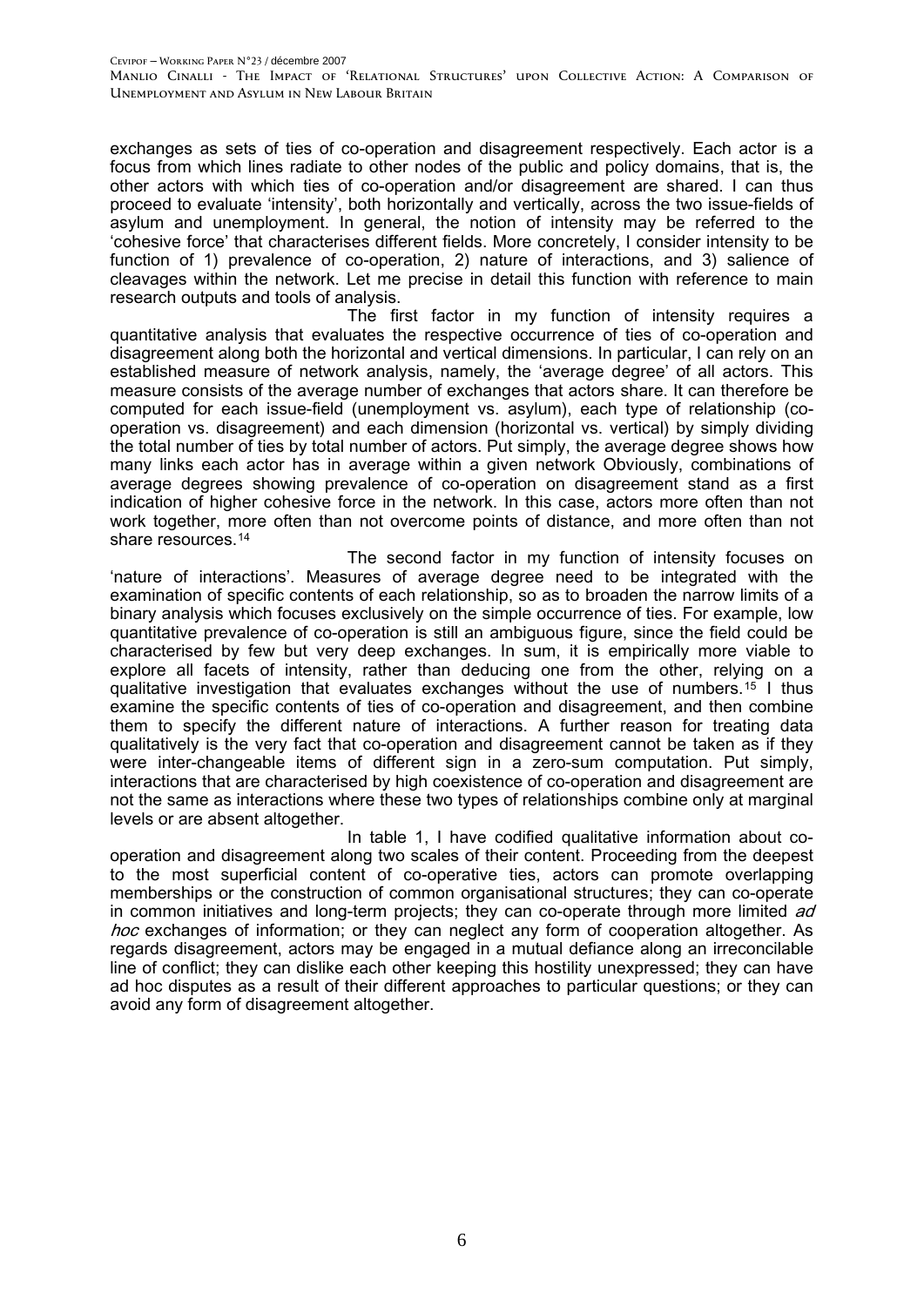exchanges as sets of ties of co-operation and disagreement respectively. Each actor is a focus from which lines radiate to other nodes of the public and policy domains, that is, the other actors with which ties of co-operation and/or disagreement are shared. I can thus proceed to evaluate 'intensity', both horizontally and vertically, across the two issue-fields of asylum and unemployment. In general, the notion of intensity may be referred to the 'cohesive force' that characterises different fields. More concretely, I consider intensity to be function of 1) prevalence of co-operation, 2) nature of interactions, and 3) salience of cleavages within the network. Let me precise in detail this function with reference to main research outputs and tools of analysis.

The first factor in my function of intensity requires a quantitative analysis that evaluates the respective occurrence of ties of co-operation and disagreement along both the horizontal and vertical dimensions. In particular, I can rely on an established measure of network analysis, namely, the 'average degree' of all actors. This measure consists of the average number of exchanges that actors share. It can therefore be computed for each issue-field (unemployment vs. asylum), each type of relationship (co-operation vs. disagreement) and each dimension (horizontal vs. vertical) by simply dividing the total number of ties by total number of actors. Put simply, the average degree shows how many links each actor has in average within a given network Obviously, combinations of average degrees showing prevalence of co-operation on disagreement stand as a first indication of higher cohesive force in the network. In this case, actors more often than not work together, more often than not overcome points of distance, and more often than not share resources.[14]

The second factor in my function of intensity focuses on 'nature of interactions'. Measures of average degree need to be integrated with the examination of specific contents of each relationship, so as to broaden the narrow limits of a binary analysis which focuses exclusively on the simple occurrence of ties. For example, low quantitative prevalence of co-operation is still an ambiguous figure, since the field could be characterised by few but very deep exchanges. In sum, it is empirically more viable to explore all facets of intensity, rather than deducing one from the other, relying on a qualitative investigation that evaluates exchanges without the use of numbers.[15] I thus examine the specific contents of ties of co-operation and disagreement, and then combine them to specify the different nature of interactions. A further reason for treating data qualitatively is the very fact that co-operation and disagreement cannot be taken as if they were inter-changeable items of different sign in a zero-sum computation. Put simply, interactions that are characterised by high coexistence of co-operation and disagreement are not the same as interactions where these two types of relationships combine only at marginal levels or are absent altogether.

In table 1, I have codified qualitative information about co-operation and disagreement along two scales of their content. Proceeding from the deepest to the most superficial content of co-operative ties, actors can promote overlapping memberships or the construction of common organisational structures; they can co-operate in common initiatives and long-term projects; they can co-operate through more limited *ad hoc* exchanges of information; or they can neglect any form of cooperation altogether. As regards disagreement, actors may be engaged in a mutual defiance along an irreconcilable line of conflict; they can dislike each other keeping this hostility unexpressed; they can have ad hoc disputes as a result of their different approaches to particular questions; or they can avoid any form of disagreement altogether.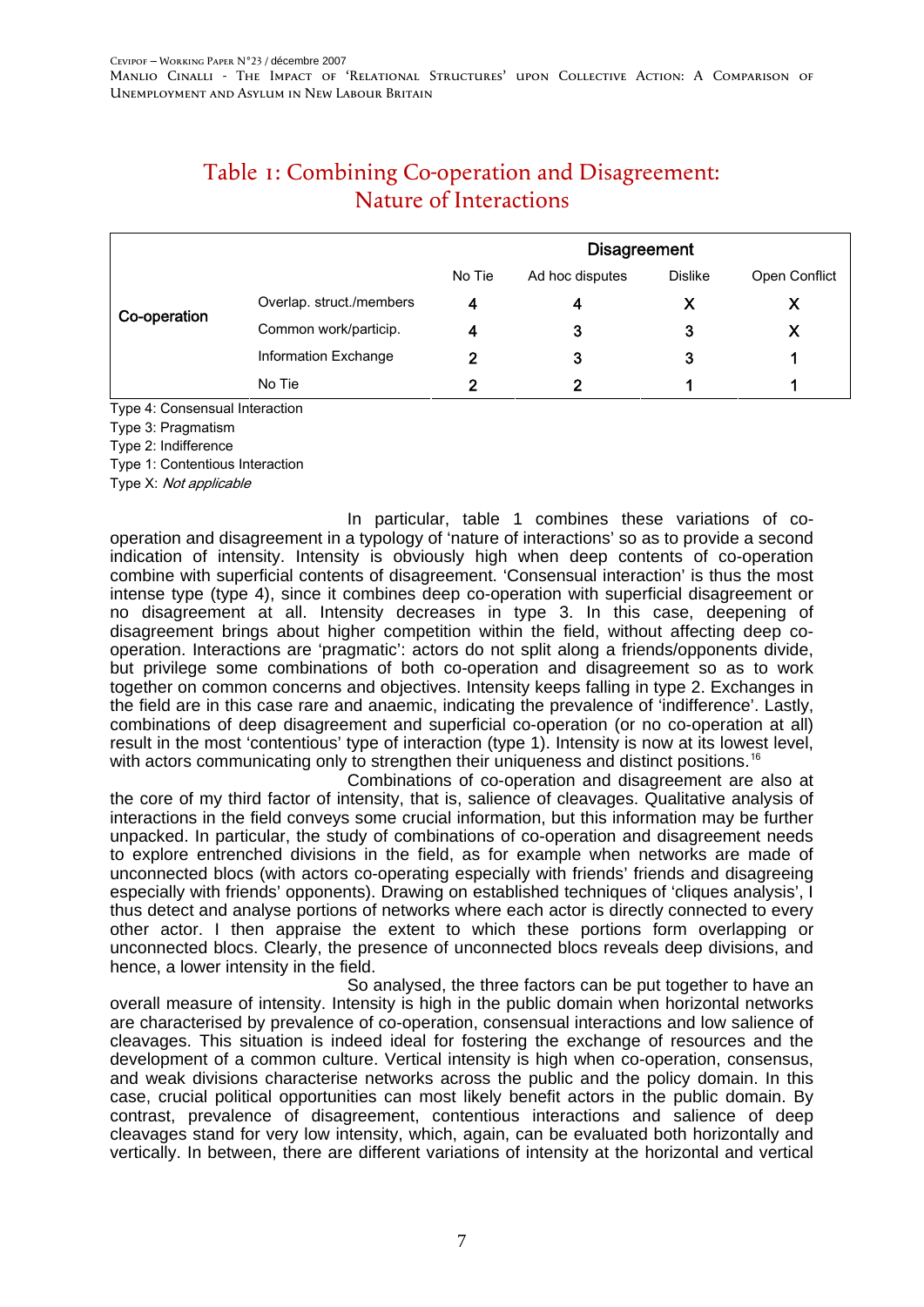## Table 1: Combining Co-operation and Disagreement: Nature of Interactions

| | | Disagreement | | | |
|---|---|---|---|---|---|
| | | No Tie | Ad hoc disputes | Dislike | Open Conflict |
| Co-operation | Overlap. struct./members | 4 | 4 | X | X |
| | Common work/particip. | 4 | 3 | 3 | X |
| | Information Exchange | 2 | 3 | 3 | 1 |
| | No Tie | 2 | 2 | 1 | 1 |

Type 4: Consensual Interaction
Type 3: Pragmatism
Type 2: Indifference
Type 1: Contentious Interaction
Type X: *Not applicable*

In particular, table 1 combines these variations of co-operation and disagreement in a typology of 'nature of interactions' so as to provide a second indication of intensity. Intensity is obviously high when deep contents of co-operation combine with superficial contents of disagreement. 'Consensual interaction' is thus the most intense type (type 4), since it combines deep co-operation with superficial disagreement or no disagreement at all. Intensity decreases in type 3. In this case, deepening of disagreement brings about higher competition within the field, without affecting deep co-operation. Interactions are 'pragmatic': actors do not split along a friends/opponents divide, but privilege some combinations of both co-operation and disagreement so as to work together on common concerns and objectives. Intensity keeps falling in type 2. Exchanges in the field are in this case rare and anaemic, indicating the prevalence of 'indifference'. Lastly, combinations of deep disagreement and superficial co-operation (or no co-operation at all) result in the most 'contentious' type of interaction (type 1). Intensity is now at its lowest level, with actors communicating only to strengthen their uniqueness and distinct positions.[16]

Combinations of co-operation and disagreement are also at the core of my third factor of intensity, that is, salience of cleavages. Qualitative analysis of interactions in the field conveys some crucial information, but this information may be further unpacked. In particular, the study of combinations of co-operation and disagreement needs to explore entrenched divisions in the field, as for example when networks are made of unconnected blocs (with actors co-operating especially with friends' friends and disagreeing especially with friends' opponents). Drawing on established techniques of 'cliques analysis', I thus detect and analyse portions of networks where each actor is directly connected to every other actor. I then appraise the extent to which these portions form overlapping or unconnected blocs. Clearly, the presence of unconnected blocs reveals deep divisions, and hence, a lower intensity in the field.

So analysed, the three factors can be put together to have an overall measure of intensity. Intensity is high in the public domain when horizontal networks are characterised by prevalence of co-operation, consensual interactions and low salience of cleavages. This situation is indeed ideal for fostering the exchange of resources and the development of a common culture. Vertical intensity is high when co-operation, consensus, and weak divisions characterise networks across the public and the policy domain. In this case, crucial political opportunities can most likely benefit actors in the public domain. By contrast, prevalence of disagreement, contentious interactions and salience of deep cleavages stand for very low intensity, which, again, can be evaluated both horizontally and vertically. In between, there are different variations of intensity at the horizontal and vertical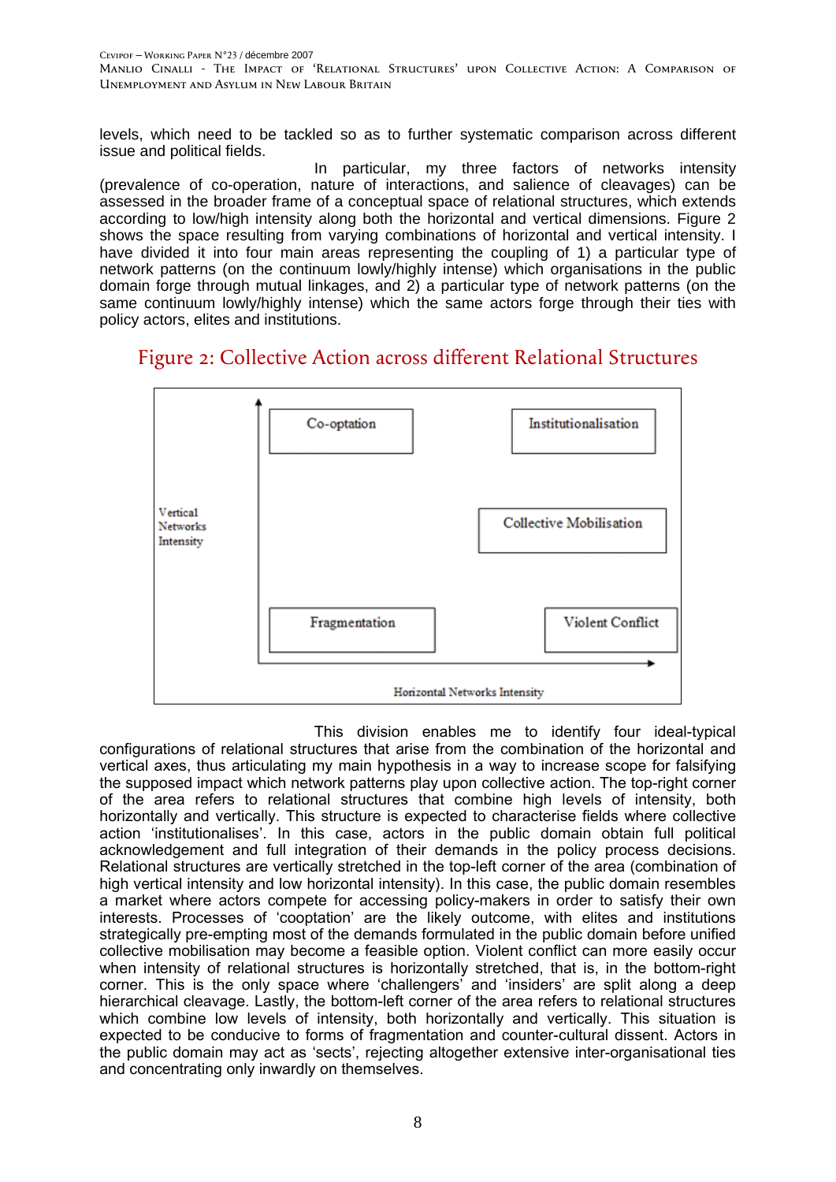levels, which need to be tackled so as to further systematic comparison across different issue and political fields.

In particular, my three factors of networks intensity (prevalence of co-operation, nature of interactions, and salience of cleavages) can be assessed in the broader frame of a conceptual space of relational structures, which extends according to low/high intensity along both the horizontal and vertical dimensions. Figure 2 shows the space resulting from varying combinations of horizontal and vertical intensity. I have divided it into four main areas representing the coupling of 1) a particular type of network patterns (on the continuum lowly/highly intense) which organisations in the public domain forge through mutual linkages, and 2) a particular type of network patterns (on the same continuum lowly/highly intense) which the same actors forge through their ties with policy actors, elites and institutions.

## Figure 2: Collective Action across different Relational Structures

| Vertical Networks Intensity ↑ | | |
|---|---|---|
| | Co-optation | Institutionalisation |
| | | Collective Mobilisation |
| | Fragmentation | Violent Conflict |
| | Horizontal Networks Intensity → | |

This division enables me to identify four ideal-typical configurations of relational structures that arise from the combination of the horizontal and vertical axes, thus articulating my main hypothesis in a way to increase scope for falsifying the supposed impact which network patterns play upon collective action. The top-right corner of the area refers to relational structures that combine high levels of intensity, both horizontally and vertically. This structure is expected to characterise fields where collective action 'institutionalises'. In this case, actors in the public domain obtain full political acknowledgement and full integration of their demands in the policy process decisions. Relational structures are vertically stretched in the top-left corner of the area (combination of high vertical intensity and low horizontal intensity). In this case, the public domain resembles a market where actors compete for accessing policy-makers in order to satisfy their own interests. Processes of 'cooptation' are the likely outcome, with elites and institutions strategically pre-empting most of the demands formulated in the public domain before unified collective mobilisation may become a feasible option. Violent conflict can more easily occur when intensity of relational structures is horizontally stretched, that is, in the bottom-right corner. This is the only space where 'challengers' and 'insiders' are split along a deep hierarchical cleavage. Lastly, the bottom-left corner of the area refers to relational structures which combine low levels of intensity, both horizontally and vertically. This situation is expected to be conducive to forms of fragmentation and counter-cultural dissent. Actors in the public domain may act as 'sects', rejecting altogether extensive inter-organisational ties and concentrating only inwardly on themselves.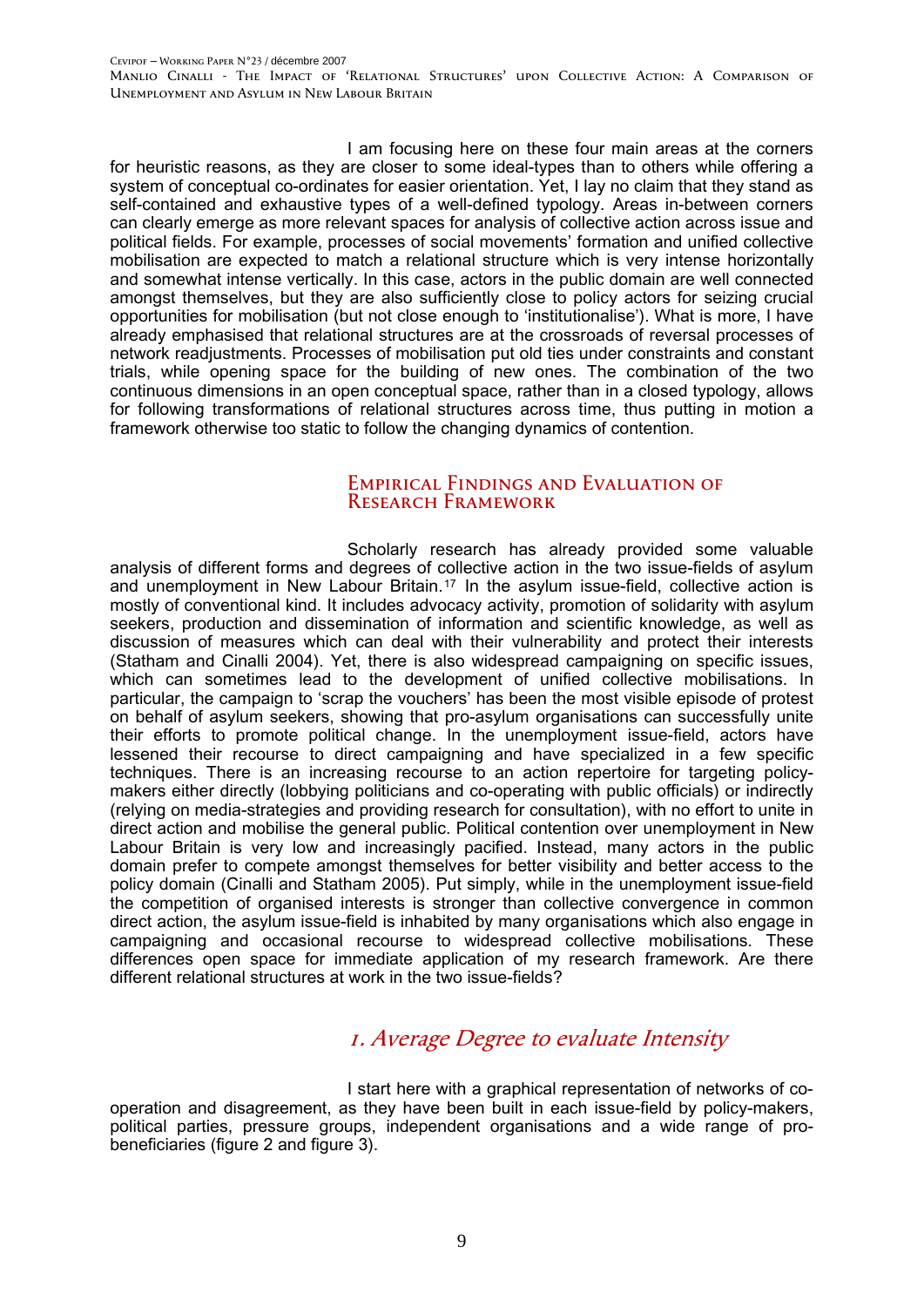I am focusing here on these four main areas at the corners for heuristic reasons, as they are closer to some ideal-types than to others while offering a system of conceptual co-ordinates for easier orientation. Yet, I lay no claim that they stand as self-contained and exhaustive types of a well-defined typology. Areas in-between corners can clearly emerge as more relevant spaces for analysis of collective action across issue and political fields. For example, processes of social movements' formation and unified collective mobilisation are expected to match a relational structure which is very intense horizontally and somewhat intense vertically. In this case, actors in the public domain are well connected amongst themselves, but they are also sufficiently close to policy actors for seizing crucial opportunities for mobilisation (but not close enough to 'institutionalise'). What is more, I have already emphasised that relational structures are at the crossroads of reversal processes of network readjustments. Processes of mobilisation put old ties under constraints and constant trials, while opening space for the building of new ones. The combination of the two continuous dimensions in an open conceptual space, rather than in a closed typology, allows for following transformations of relational structures across time, thus putting in motion a framework otherwise too static to follow the changing dynamics of contention.

## Empirical Findings and Evaluation of Research Framework

Scholarly research has already provided some valuable analysis of different forms and degrees of collective action in the two issue-fields of asylum and unemployment in New Labour Britain.[17] In the asylum issue-field, collective action is mostly of conventional kind. It includes advocacy activity, promotion of solidarity with asylum seekers, production and dissemination of information and scientific knowledge, as well as discussion of measures which can deal with their vulnerability and protect their interests (Statham and Cinalli 2004). Yet, there is also widespread campaigning on specific issues, which can sometimes lead to the development of unified collective mobilisations. In particular, the campaign to 'scrap the vouchers' has been the most visible episode of protest on behalf of asylum seekers, showing that pro-asylum organisations can successfully unite their efforts to promote political change. In the unemployment issue-field, actors have lessened their recourse to direct campaigning and have specialized in a few specific techniques. There is an increasing recourse to an action repertoire for targeting policy-makers either directly (lobbying politicians and co-operating with public officials) or indirectly (relying on media-strategies and providing research for consultation), with no effort to unite in direct action and mobilise the general public. Political contention over unemployment in New Labour Britain is very low and increasingly pacified. Instead, many actors in the public domain prefer to compete amongst themselves for better visibility and better access to the policy domain (Cinalli and Statham 2005). Put simply, while in the unemployment issue-field the competition of organised interests is stronger than collective convergence in common direct action, the asylum issue-field is inhabited by many organisations which also engage in campaigning and occasional recourse to widespread collective mobilisations. These differences open space for immediate application of my research framework. Are there different relational structures at work in the two issue-fields?

### *1. Average Degree to evaluate Intensity*

I start here with a graphical representation of networks of co-operation and disagreement, as they have been built in each issue-field by policy-makers, political parties, pressure groups, independent organisations and a wide range of pro-beneficiaries (figure 2 and figure 3).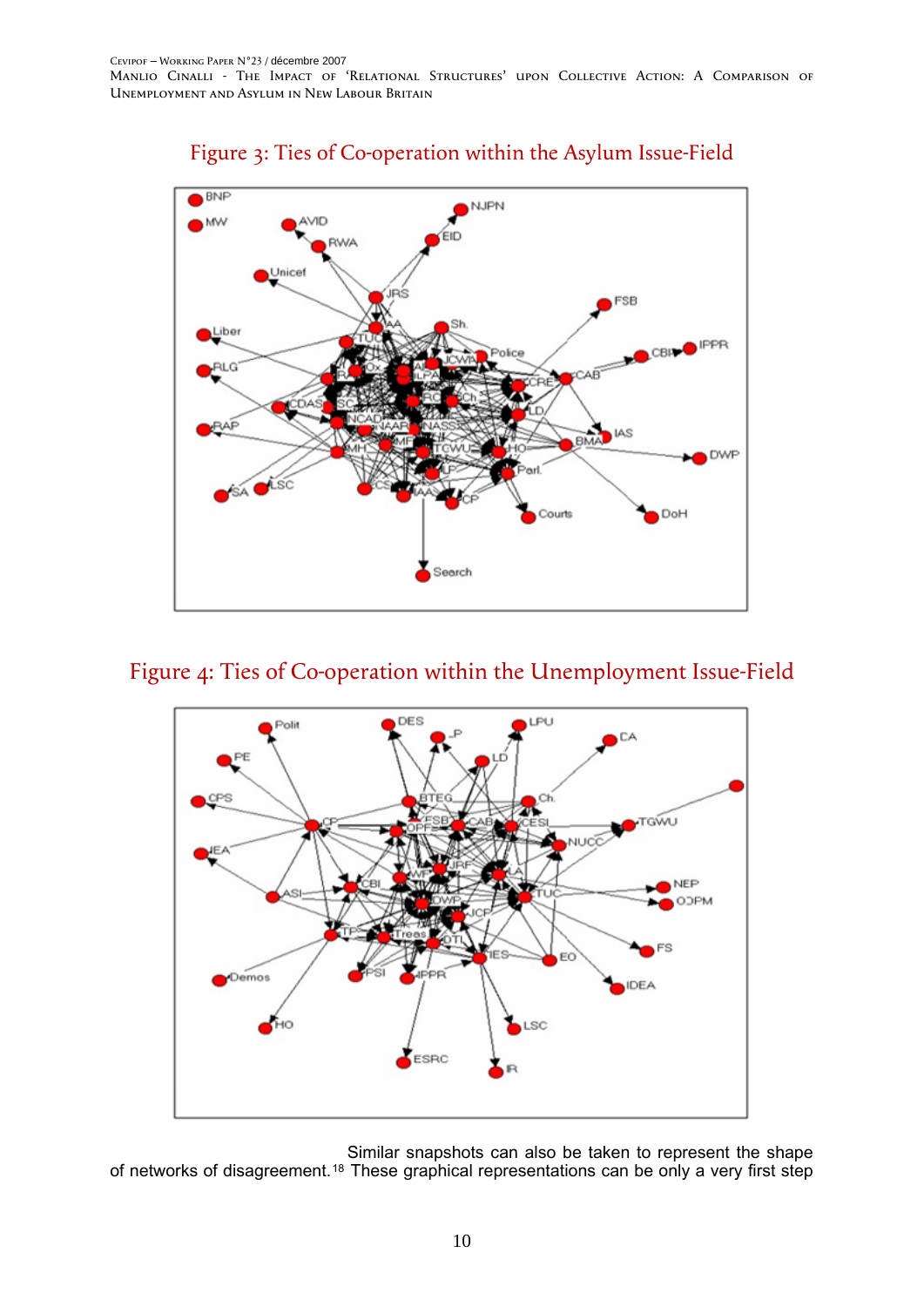Figure 3: Ties of Co-operation within the Asylum Issue-Field

Figure 4: Ties of Co-operation within the Unemployment Issue-Field

Similar snapshots can also be taken to represent the shape of networks of disagreement.[18] These graphical representations can be only a very first step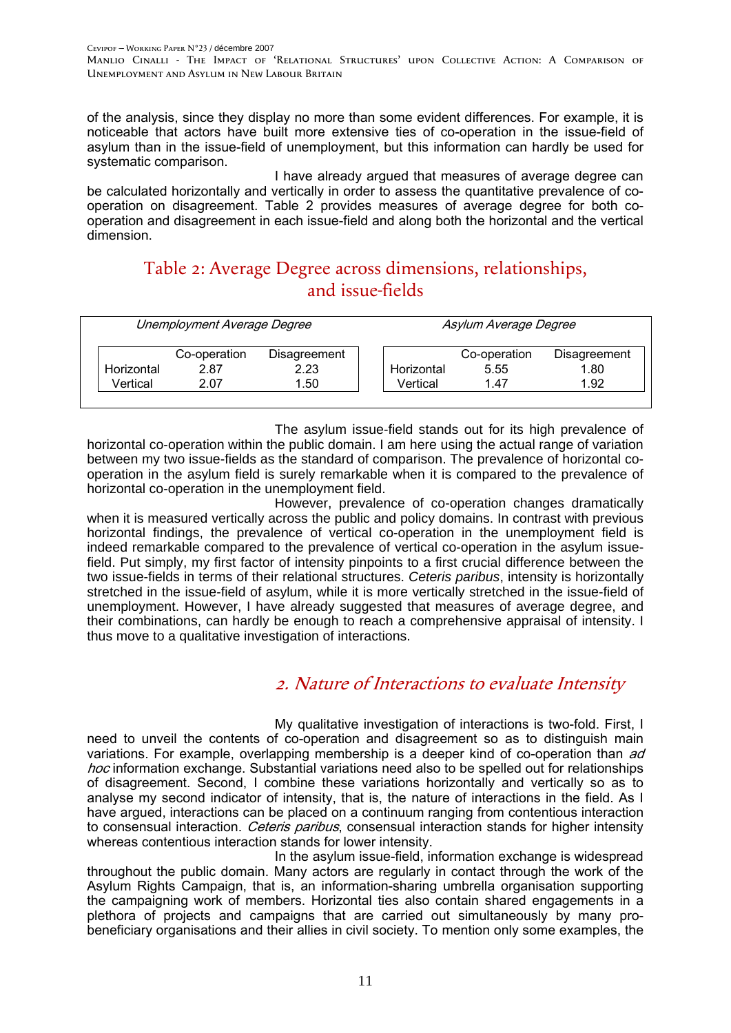of the analysis, since they display no more than some evident differences. For example, it is noticeable that actors have built more extensive ties of co-operation in the issue-field of asylum than in the issue-field of unemployment, but this information can hardly be used for systematic comparison.

I have already argued that measures of average degree can be calculated horizontally and vertically in order to assess the quantitative prevalence of co-operation on disagreement. Table 2 provides measures of average degree for both co-operation and disagreement in each issue-field and along both the horizontal and the vertical dimension.

## Table 2: Average Degree across dimensions, relationships, and issue-fields

| *Unemployment Average Degree* | | | *Asylum Average Degree* | | |
|---|---|---|---|---|---|
| | Co-operation | Disagreement | | Co-operation | Disagreement |
| Horizontal | 2.87 | 2.23 | Horizontal | 5.55 | 1.80 |
| Vertical | 2.07 | 1.50 | Vertical | 1.47 | 1.92 |

The asylum issue-field stands out for its high prevalence of horizontal co-operation within the public domain. I am here using the actual range of variation between my two issue-fields as the standard of comparison. The prevalence of horizontal co-operation in the asylum field is surely remarkable when it is compared to the prevalence of horizontal co-operation in the unemployment field.

However, prevalence of co-operation changes dramatically when it is measured vertically across the public and policy domains. In contrast with previous horizontal findings, the prevalence of vertical co-operation in the unemployment field is indeed remarkable compared to the prevalence of vertical co-operation in the asylum issue-field. Put simply, my first factor of intensity pinpoints to a first crucial difference between the two issue-fields in terms of their relational structures. *Ceteris paribus*, intensity is horizontally stretched in the issue-field of asylum, while it is more vertically stretched in the issue-field of unemployment. However, I have already suggested that measures of average degree, and their combinations, can hardly be enough to reach a comprehensive appraisal of intensity. I thus move to a qualitative investigation of interactions.

## *2. Nature of Interactions to evaluate Intensity*

My qualitative investigation of interactions is two-fold. First, I need to unveil the contents of co-operation and disagreement so as to distinguish main variations. For example, overlapping membership is a deeper kind of co-operation than *ad hoc* information exchange. Substantial variations need also to be spelled out for relationships of disagreement. Second, I combine these variations horizontally and vertically so as to analyse my second indicator of intensity, that is, the nature of interactions in the field. As I have argued, interactions can be placed on a continuum ranging from contentious interaction to consensual interaction. *Ceteris paribus*, consensual interaction stands for higher intensity whereas contentious interaction stands for lower intensity.

In the asylum issue-field, information exchange is widespread throughout the public domain. Many actors are regularly in contact through the work of the Asylum Rights Campaign, that is, an information-sharing umbrella organisation supporting the campaigning work of members. Horizontal ties also contain shared engagements in a plethora of projects and campaigns that are carried out simultaneously by many pro-beneficiary organisations and their allies in civil society. To mention only some examples, the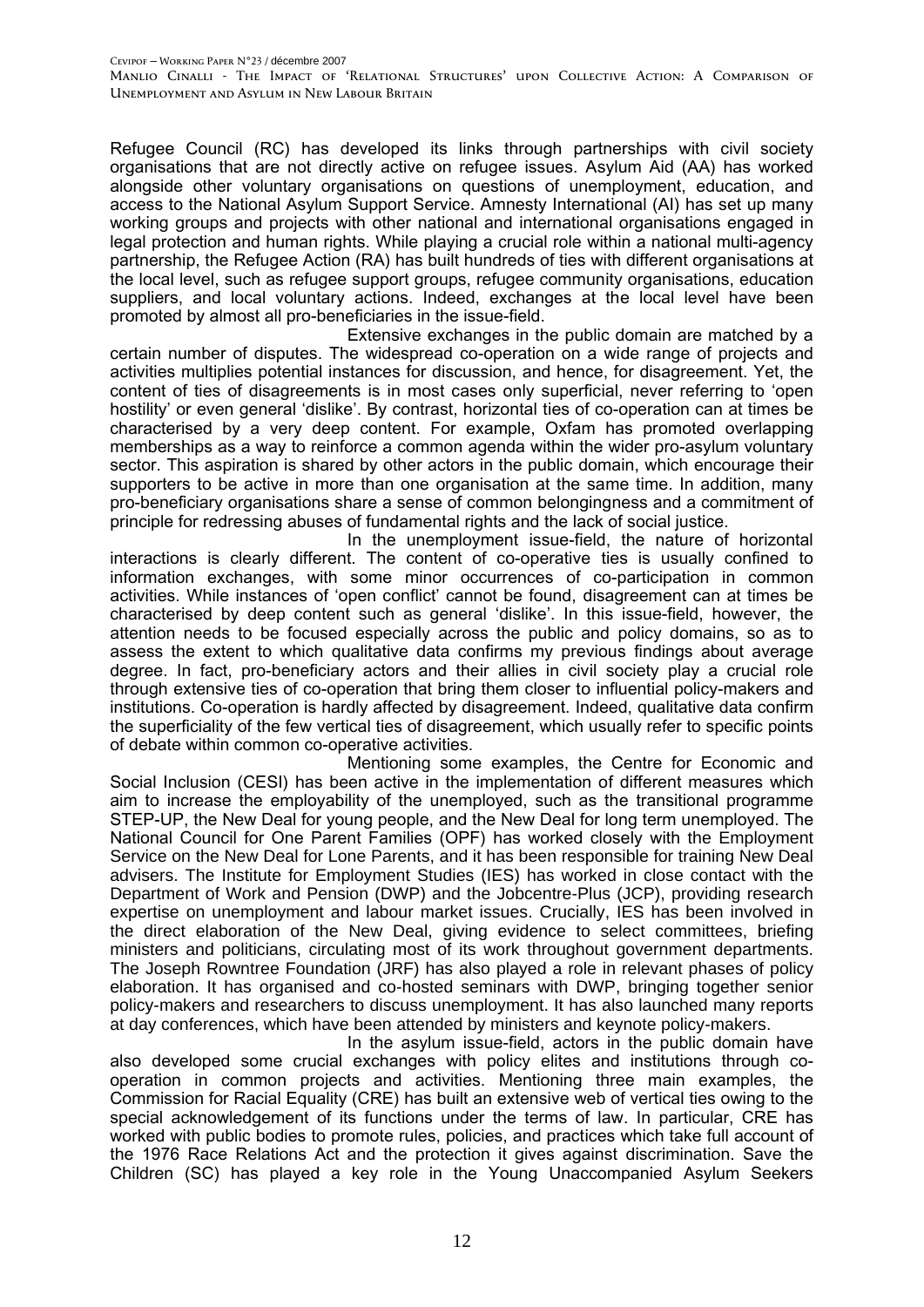Refugee Council (RC) has developed its links through partnerships with civil society organisations that are not directly active on refugee issues. Asylum Aid (AA) has worked alongside other voluntary organisations on questions of unemployment, education, and access to the National Asylum Support Service. Amnesty International (AI) has set up many working groups and projects with other national and international organisations engaged in legal protection and human rights. While playing a crucial role within a national multi-agency partnership, the Refugee Action (RA) has built hundreds of ties with different organisations at the local level, such as refugee support groups, refugee community organisations, education suppliers, and local voluntary actions. Indeed, exchanges at the local level have been promoted by almost all pro-beneficiaries in the issue-field.

Extensive exchanges in the public domain are matched by a certain number of disputes. The widespread co-operation on a wide range of projects and activities multiplies potential instances for discussion, and hence, for disagreement. Yet, the content of ties of disagreements is in most cases only superficial, never referring to 'open hostility' or even general 'dislike'. By contrast, horizontal ties of co-operation can at times be characterised by a very deep content. For example, Oxfam has promoted overlapping memberships as a way to reinforce a common agenda within the wider pro-asylum voluntary sector. This aspiration is shared by other actors in the public domain, which encourage their supporters to be active in more than one organisation at the same time. In addition, many pro-beneficiary organisations share a sense of common belongingness and a commitment of principle for redressing abuses of fundamental rights and the lack of social justice.

In the unemployment issue-field, the nature of horizontal interactions is clearly different. The content of co-operative ties is usually confined to information exchanges, with some minor occurrences of co-participation in common activities. While instances of 'open conflict' cannot be found, disagreement can at times be characterised by deep content such as general 'dislike'. In this issue-field, however, the attention needs to be focused especially across the public and policy domains, so as to assess the extent to which qualitative data confirms my previous findings about average degree. In fact, pro-beneficiary actors and their allies in civil society play a crucial role through extensive ties of co-operation that bring them closer to influential policy-makers and institutions. Co-operation is hardly affected by disagreement. Indeed, qualitative data confirm the superficiality of the few vertical ties of disagreement, which usually refer to specific points of debate within common co-operative activities.

Mentioning some examples, the Centre for Economic and Social Inclusion (CESI) has been active in the implementation of different measures which aim to increase the employability of the unemployed, such as the transitional programme STEP-UP, the New Deal for young people, and the New Deal for long term unemployed. The National Council for One Parent Families (OPF) has worked closely with the Employment Service on the New Deal for Lone Parents, and it has been responsible for training New Deal advisers. The Institute for Employment Studies (IES) has worked in close contact with the Department of Work and Pension (DWP) and the Jobcentre-Plus (JCP), providing research expertise on unemployment and labour market issues. Crucially, IES has been involved in the direct elaboration of the New Deal, giving evidence to select committees, briefing ministers and politicians, circulating most of its work throughout government departments. The Joseph Rowntree Foundation (JRF) has also played a role in relevant phases of policy elaboration. It has organised and co-hosted seminars with DWP, bringing together senior policy-makers and researchers to discuss unemployment. It has also launched many reports at day conferences, which have been attended by ministers and keynote policy-makers.

In the asylum issue-field, actors in the public domain have also developed some crucial exchanges with policy elites and institutions through co-operation in common projects and activities. Mentioning three main examples, the Commission for Racial Equality (CRE) has built an extensive web of vertical ties owing to the special acknowledgement of its functions under the terms of law. In particular, CRE has worked with public bodies to promote rules, policies, and practices which take full account of the 1976 Race Relations Act and the protection it gives against discrimination. Save the Children (SC) has played a key role in the Young Unaccompanied Asylum Seekers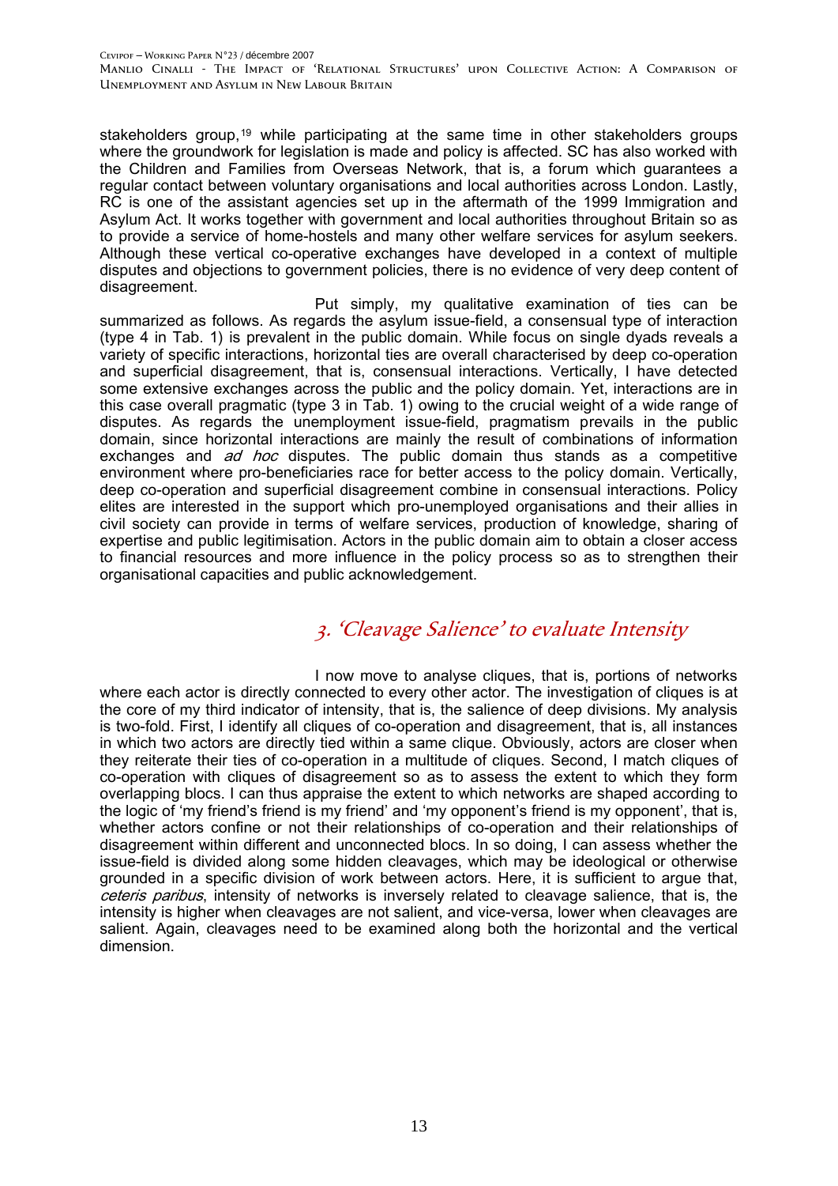stakeholders group,[19] while participating at the same time in other stakeholders groups where the groundwork for legislation is made and policy is affected. SC has also worked with the Children and Families from Overseas Network, that is, a forum which guarantees a regular contact between voluntary organisations and local authorities across London. Lastly, RC is one of the assistant agencies set up in the aftermath of the 1999 Immigration and Asylum Act. It works together with government and local authorities throughout Britain so as to provide a service of home-hostels and many other welfare services for asylum seekers. Although these vertical co-operative exchanges have developed in a context of multiple disputes and objections to government policies, there is no evidence of very deep content of disagreement.

Put simply, my qualitative examination of ties can be summarized as follows. As regards the asylum issue-field, a consensual type of interaction (type 4 in Tab. 1) is prevalent in the public domain. While focus on single dyads reveals a variety of specific interactions, horizontal ties are overall characterised by deep co-operation and superficial disagreement, that is, consensual interactions. Vertically, I have detected some extensive exchanges across the public and the policy domain. Yet, interactions are in this case overall pragmatic (type 3 in Tab. 1) owing to the crucial weight of a wide range of disputes. As regards the unemployment issue-field, pragmatism prevails in the public domain, since horizontal interactions are mainly the result of combinations of information exchanges and *ad hoc* disputes. The public domain thus stands as a competitive environment where pro-beneficiaries race for better access to the policy domain. Vertically, deep co-operation and superficial disagreement combine in consensual interactions. Policy elites are interested in the support which pro-unemployed organisations and their allies in civil society can provide in terms of welfare services, production of knowledge, sharing of expertise and public legitimisation. Actors in the public domain aim to obtain a closer access to financial resources and more influence in the policy process so as to strengthen their organisational capacities and public acknowledgement.

## 3. 'Cleavage Salience' to evaluate Intensity

I now move to analyse cliques, that is, portions of networks where each actor is directly connected to every other actor. The investigation of cliques is at the core of my third indicator of intensity, that is, the salience of deep divisions. My analysis is two-fold. First, I identify all cliques of co-operation and disagreement, that is, all instances in which two actors are directly tied within a same clique. Obviously, actors are closer when they reiterate their ties of co-operation in a multitude of cliques. Second, I match cliques of co-operation with cliques of disagreement so as to assess the extent to which they form overlapping blocs. I can thus appraise the extent to which networks are shaped according to the logic of 'my friend's friend is my friend' and 'my opponent's friend is my opponent', that is, whether actors confine or not their relationships of co-operation and their relationships of disagreement within different and unconnected blocs. In so doing, I can assess whether the issue-field is divided along some hidden cleavages, which may be ideological or otherwise grounded in a specific division of work between actors. Here, it is sufficient to argue that, *ceteris paribus*, intensity of networks is inversely related to cleavage salience, that is, the intensity is higher when cleavages are not salient, and vice-versa, lower when cleavages are salient. Again, cleavages need to be examined along both the horizontal and the vertical dimension.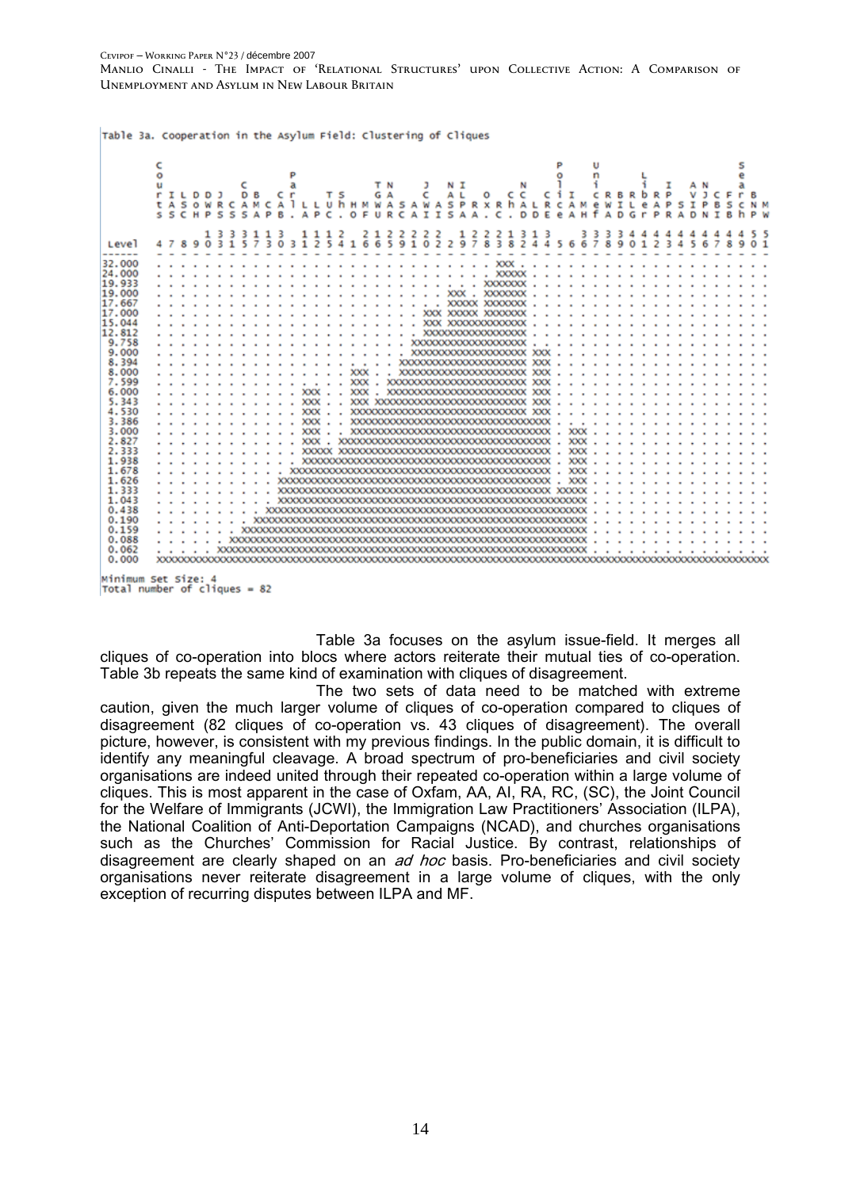Table 3a. Cooperation in the Asylum Field: Clustering of Cliques

```
          C                         P                                                    P     U                 S
          o                         a                                                    o     n       L         e
          u         C               r     T S          T N       J    N I          N     l     i       i   I     A N  a
          r I L D D J   D B     C r           G A       C    A L    O    C C    C i I   C R B R b R P     V J C F r B
          t A S O W R C A M C A l L L U h H M W A S A W A S P R X R h A L R C A M e W I L e A P S I P B S C N M
          s S C H P S S S A P B . A P C . O F U R C A I I S A A . C . D D E e A H f A D G r P R A D N I B h P W

                  1 3 3 3 1 1 3   1 1 1 2   2 1 2 2 2 2 2     1 2 2 2 1 3 1 3       3 3 3 4 4 4 4 4 4 4 4 4 5 5
Level     4 7 8 9 0 3 1 5 7 3 0 3 1 2 5 4 1 6 6 5 9 1 0 2 2 9 7 8 3 8 2 4 4 5 6 6 7 8 9 0 1 2 3 4 5 6 7 8 9 0 1
------    - - - - - - - - - - - - - - - - - - - - - - - - - - - - - - - - - - - - - - - - - - - - - - - - - -
32.000    . . . . . . . . . . . . . . . . . . . . . . . . . . . XXX . . . . . . . . . . . . . . . . . . . . .
24.000    . . . . . . . . . . . . . . . . . . . . . . . . . . . XXXXX . . . . . . . . . . . . . . . . . . . .
19.933    . . . . . . . . . . . . . . . . . . . . . . . . . . XXXXXXX . . . . . . . . . . . . . . . . . . . .
19.000    . . . . . . . . . . . . . . . . . . . . . . . XXX . XXXXXXX . . . . . . . . . . . . . . . . . . . .
17.667    . . . . . . . . . . . . . . . . . . . . . . . XXXXX XXXXXXX . . . . . . . . . . . . . . . . . . . .
17.000    . . . . . . . . . . . . . . . . . . . . . XXX XXXXX XXXXXXX . . . . . . . . . . . . . . . . . . . .
15.044    . . . . . . . . . . . . . . . . . . . . . XXX XXXXXXXXXXXXX . . . . . . . . . . . . . . . . . . . .
12.812    . . . . . . . . . . . . . . . . . . . . . XXXXXXXXXXXXXXXXX . . . . . . . . . . . . . . . . . . . .
9.758     . . . . . . . . . . . . . . . . . . . XXXXXXXXXXXXXXXXXXX . . . . . . . . . . . . . . . . . . . .
9.000     . . . . . . . . . . . . . . . . . . . XXXXXXXXXXXXXXXXXXX XXX . . . . . . . . . . . . . . . . . .
8.394     . . . . . . . . . . . . . . . . . . XXXXXXXXXXXXXXXXXXXXX XXX . . . . . . . . . . . . . . . . . .
8.000     . . . . . . . . . . . . . . . XXX . . XXXXXXXXXXXXXXXXXXXXX XXX . . . . . . . . . . . . . . . . . .
7.599     . . . . . . . . . . . . . . . XXX . XXXXXXXXXXXXXXXXXXXXXXX XXX . . . . . . . . . . . . . . . . . .
6.000     . . . . . . . . . . . . XXX . . XXX . XXXXXXXXXXXXXXXXXXXXXXX XXX . . . . . . . . . . . . . . . . . .
5.343     . . . . . . . . . . . . XXX . . XXX XXXXXXXXXXXXXXXXXXXXXXXXX XXX . . . . . . . . . . . . . . . . . .
4.530     . . . . . . . . . . . . XXX . XXXXXXXXXXXXXXXXXXXXXXXXXXXXX XXX . . . . . . . . . . . . . . . . . .
3.386     . . . . . . . . . . . . XXX . XXXXXXXXXXXXXXXXXXXXXXXXXXXXXXXXX . . . . . . . . . . . . . . . . . . .
3.000     . . . . . . . . . . . . XXX . XXXXXXXXXXXXXXXXXXXXXXXXXXXXXXXXX . XXX . . . . . . . . . . . . . . . .
2.827     . . . . . . . . . . . . XXX . XXXXXXXXXXXXXXXXXXXXXXXXXXXXXXXXXXX . XXX . . . . . . . . . . . . . . . .
2.333     . . . . . . . . . . . . XXXXX XXXXXXXXXXXXXXXXXXXXXXXXXXXXXXXXX . XXX . . . . . . . . . . . . . . . .
1.938     . . . . . . . . . . . . XXXXXXXXXXXXXXXXXXXXXXXXXXXXXXXXXXXXXXX . XXX . . . . . . . . . . . . . . . .
1.678     . . . . . . . . . . . XXXXXXXXXXXXXXXXXXXXXXXXXXXXXXXXXXXXXXXXX . XXX . . . . . . . . . . . . . . . .
1.626     . . . . . . . . . . XXXXXXXXXXXXXXXXXXXXXXXXXXXXXXXXXXXXXXXXXXX . XXX . . . . . . . . . . . . . . . .
1.333     . . . . . . . . . . XXXXXXXXXXXXXXXXXXXXXXXXXXXXXXXXXXXXXXXXXXX XXXXX . . . . . . . . . . . . . . . .
1.043     . . . . . . . . . . XXXXXXXXXXXXXXXXXXXXXXXXXXXXXXXXXXXXXXXXXXXXXXXXX . . . . . . . . . . . . . . . .
0.438     . . . . . . . . XXXXXXXXXXXXXXXXXXXXXXXXXXXXXXXXXXXXXXXXXXXXXXXXXXX . . . . . . . . . . . . . . . .
0.190     . . . . . . . XXXXXXXXXXXXXXXXXXXXXXXXXXXXXXXXXXXXXXXXXXXXXXXXXXXXX . . . . . . . . . . . . . . . .
0.159     . . . . . . XXXXXXXXXXXXXXXXXXXXXXXXXXXXXXXXXXXXXXXXXXXXXXXXXXXXXXX . . . . . . . . . . . . . . . .
0.088     . . . . . XXXXXXXXXXXXXXXXXXXXXXXXXXXXXXXXXXXXXXXXXXXXXXXXXXXXXXXXX . . . . . . . . . . . . . . . .
0.062     . . . . XXXXXXXXXXXXXXXXXXXXXXXXXXXXXXXXXXXXXXXXXXXXXXXXXXXXXXXXXXX . . . . . . . . . . . . . . . .
0.000     XXXXXXXXXXXXXXXXXXXXXXXXXXXXXXXXXXXXXXXXXXXXXXXXXXXXXXXXXXXXXXXXXXXXXXXXXXXXXXXXXXXXXXXXXXXXXXXXXXX
```

Minimum Set Size: 4
Total number of cliques = 82

Table 3a focuses on the asylum issue-field. It merges all cliques of co-operation into blocs where actors reiterate their mutual ties of co-operation. Table 3b repeats the same kind of examination with cliques of disagreement.

The two sets of data need to be matched with extreme caution, given the much larger volume of cliques of co-operation compared to cliques of disagreement (82 cliques of co-operation vs. 43 cliques of disagreement). The overall picture, however, is consistent with my previous findings. In the public domain, it is difficult to identify any meaningful cleavage. A broad spectrum of pro-beneficiaries and civil society organisations are indeed united through their repeated co-operation within a large volume of cliques. This is most apparent in the case of Oxfam, AA, AI, RA, RC, (SC), the Joint Council for the Welfare of Immigrants (JCWI), the Immigration Law Practitioners' Association (ILPA), the National Coalition of Anti-Deportation Campaigns (NCAD), and churches organisations such as the Churches' Commission for Racial Justice. By contrast, relationships of disagreement are clearly shaped on an *ad hoc* basis. Pro-beneficiaries and civil society organisations never reiterate disagreement in a large volume of cliques, with the only exception of recurring disputes between ILPA and MF.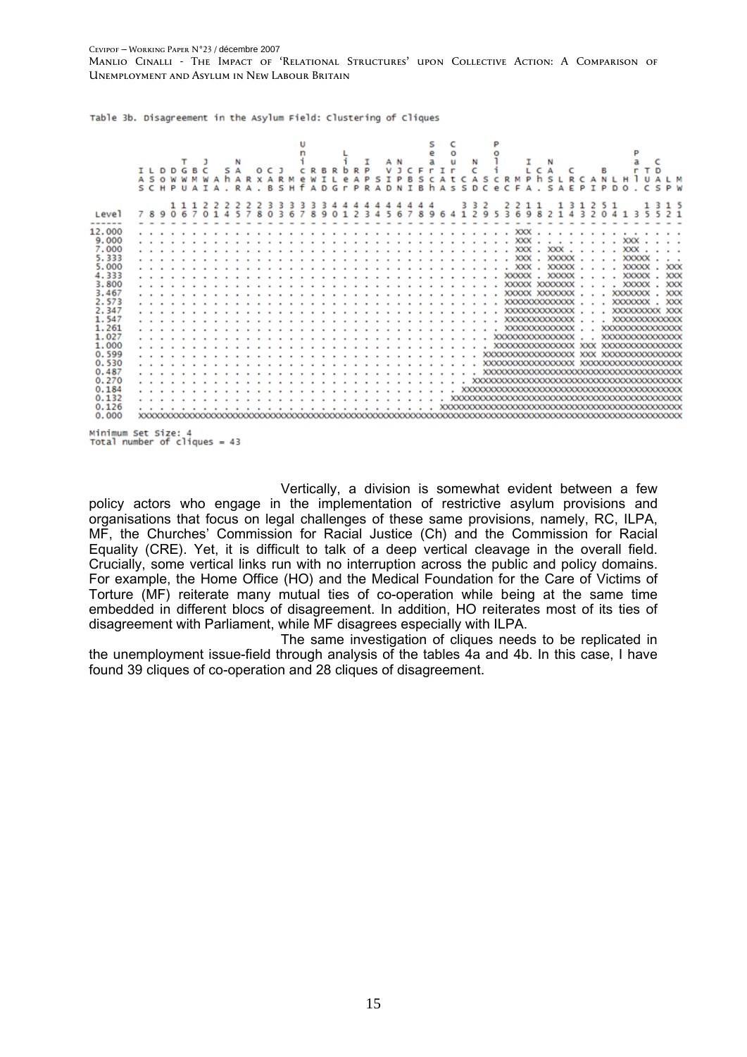Table 3b. Disagreement in the Asylum Field: Clustering of Cliques

```
                                   U                                 S   C           P
                                   n       L                         e   o           o                                  P
           T   J       N           i       i   I     A N             a   u     N     l       I   N                      a   C
     I L D D G B C     S A     O C J   C R B R b R P     V J C F r I r     C     i       L C A     C       B           r T D
     A S O W W M W A h A R X A R M e W I L e A P S I P B S C A t C A S c R M P h S L R C A N L H l U A L M
     S C H P U A I A . R A . B S H f A D G r P R A D N I B h A S S D C e C F A . S A E P I P D O . C S P W

         1 1 1 2 2 2 2 2 3 3 3 3 3 3 4 4 4 4 4 4 4 4 4 4       3 3 2     2 2 1 1     1 3 1 2 5 1       1 3 1 5
Level  7 8 9 0 6 7 0 1 4 5 7 8 0 3 6 7 8 9 0 1 2 3 4 5 6 7 8 9 6 4 1 2 9 5 3 6 9 8 2 1 4 3 2 0 4 1 3 5 5 2 1
------ - - - - - - - - - - - - - - - - - - - - - - - - - - - - - - - - - - - - - - - - - - - - - - - - - - -
12.000 . . . . . . . . . . . . . . . . . . . . . . . . . . . . . . . . . . . XXX . . . . . . . . . . . . . .
 9.000 . . . . . . . . . . . . . . . . . . . . . . . . . . . . . . . . . . . XXX . . . . . . . . . . XXX . . .
 7.000 . . . . . . . . . . . . . . . . . . . . . . . . . . . . . . . . . . . XXX . XXX . . . . . . . XXX . . .
 5.333 . . . . . . . . . . . . . . . . . . . . . . . . . . . . . . . . . . . XXX . XXXXX . . . . . . XXXXX . .
 5.000 . . . . . . . . . . . . . . . . . . . . . . . . . . . . . . . . . . . XXX . XXXXX . . . . . . XXXXX . XXX
 4.333 . . . . . . . . . . . . . . . . . . . . . . . . . . . . . . . . . . XXXXX . XXXXX . . . . . . XXXXX . XXX
 3.800 . . . . . . . . . . . . . . . . . . . . . . . . . . . . . . . . . . XXXXX XXXXXXX . . . . . . XXXXX . XXX
 3.467 . . . . . . . . . . . . . . . . . . . . . . . . . . . . . . . . . . XXXXX XXXXXXX . . . . XXXXXXX . XXX
 2.573 . . . . . . . . . . . . . . . . . . . . . . . . . . . . . . . . . . XXXXXXXXXXXXX . . . . XXXXXXX . XXX
 2.347 . . . . . . . . . . . . . . . . . . . . . . . . . . . . . . . . . . XXXXXXXXXXXXX . . . . XXXXXXXXX XXX
 1.547 . . . . . . . . . . . . . . . . . . . . . . . . . . . . . . . . . . XXXXXXXXXXXXX . . . . XXXXXXXXXXXXX
 1.261 . . . . . . . . . . . . . . . . . . . . . . . . . . . . . . . . . . XXXXXXXXXXXXX . . XXXXXXXXXXXXXXX
 1.027 . . . . . . . . . . . . . . . . . . . . . . . . . . . . . . . . XXXXXXXXXXXXXXX . . XXXXXXXXXXXXXXX
 1.000 . . . . . . . . . . . . . . . . . . . . . . . . . . . . . . . . XXXXXXXXXXXXXXX XXX XXXXXXXXXXXXXXX
 0.599 . . . . . . . . . . . . . . . . . . . . . . . . . . . . . . . XXXXXXXXXXXXXXXXX XXX XXXXXXXXXXXXXXX
 0.530 . . . . . . . . . . . . . . . . . . . . . . . . . . . . . . . . XXXXXXXXXXXXXXXXX XXXXXXXXXXXXXXXXX
 0.487 . . . . . . . . . . . . . . . . . . . . . . . . . . . . . . . . XXXXXXXXXXXXXXXXXXXXXXXXXXXXXXXXXXX
 0.270 . . . . . . . . . . . . . . . . . . . . . . . . . . . . . . XXXXXXXXXXXXXXXXXXXXXXXXXXXXXXXXXXXXX
 0.184 . . . . . . . . . . . . . . . . . . . . . . . . . . . . . XXXXXXXXXXXXXXXXXXXXXXXXXXXXXXXXXXXXXXX
 0.132 . . . . . . . . . . . . . . . . . . . . . . . . . . . . XXXXXXXXXXXXXXXXXXXXXXXXXXXXXXXXXXXXXXXXX
 0.126 . . . . . . . . . . . . . . . . . . . . . . . . . . . XXXXXXXXXXXXXXXXXXXXXXXXXXXXXXXXXXXXXXXXXXX
 0.000 XXXXXXXXXXXXXXXXXXXXXXXXXXXXXXXXXXXXXXXXXXXXXXXXXXXXXXXXXXXXXXXXXXXXXXXXXXXXXXXXXXXXXXXXXXXXXXXXXXXX

Minimum Set Size: 4
Total number of cliques = 43
```

Vertically, a division is somewhat evident between a few policy actors who engage in the implementation of restrictive asylum provisions and organisations that focus on legal challenges of these same provisions, namely, RC, ILPA, MF, the Churches' Commission for Racial Justice (Ch) and the Commission for Racial Equality (CRE). Yet, it is difficult to talk of a deep vertical cleavage in the overall field. Crucially, some vertical links run with no interruption across the public and policy domains. For example, the Home Office (HO) and the Medical Foundation for the Care of Victims of Torture (MF) reiterate many mutual ties of co-operation while being at the same time embedded in different blocs of disagreement. In addition, HO reiterates most of its ties of disagreement with Parliament, while MF disagrees especially with ILPA.

The same investigation of cliques needs to be replicated in the unemployment issue-field through analysis of the tables 4a and 4b. In this case, I have found 39 cliques of co-operation and 28 cliques of disagreement.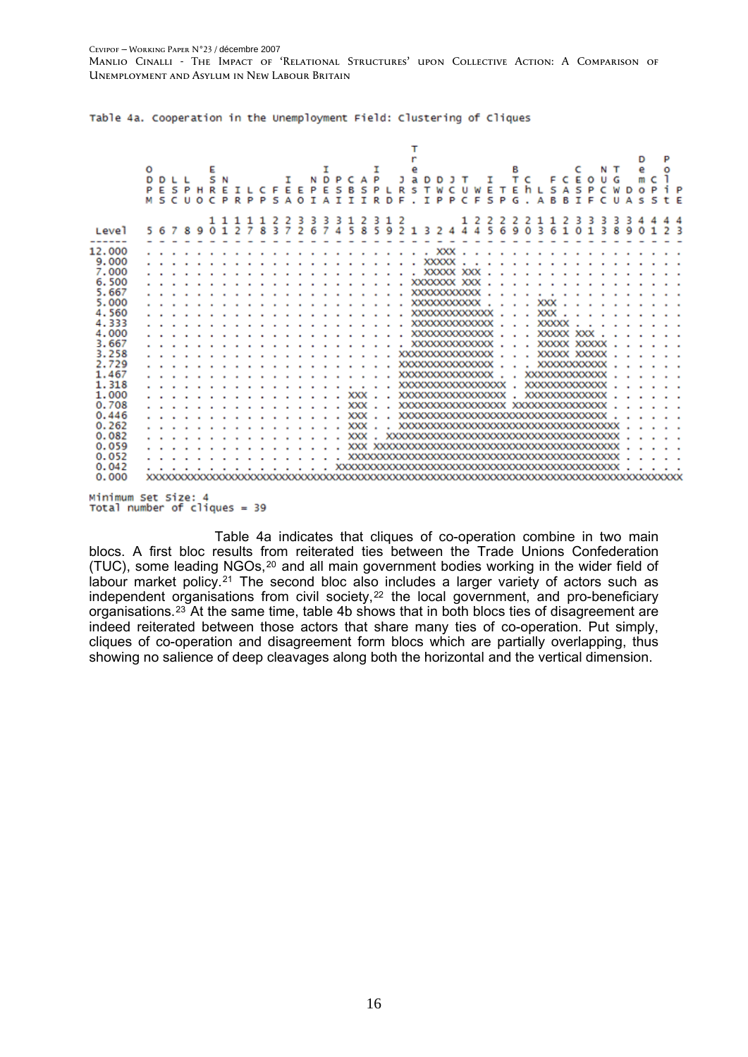Table 4a. Cooperation in the Unemployment Field: Clustering of Cliques

```
                                                T
                                                r
      O         E           I         I         e                         B           C     N T     D   P
      D D L L   S N       I   N D P C A P     J a D D J T     I     T C   F C E O U G     e   o
      P E S P H R E I L C F E E P E S B S P L R S T W C U W E T E h L S A S P C W D o P i P
      M S C U O C P R P P S A O I A I I I R D F . I P P C F S P G . A B B I F C U A S S t E

                1 1 1 1 1 2 2 3 3 3 3 1 2 3 1 2         1 2 2 2 2 2 1 1 2 3 3 3 3 3 4 4 4 4
Level 5 6 7 8 9 0 1 2 7 8 3 7 2 6 7 4 5 8 5 9 2 1 3 2 4 4 5 6 9 0 3 6 1 0 1 3 8 9 0 1 2 3
------ - - - - - - - - - - - - - - - - - - - - - - - - - - - - - - - - - - - - - - - - - - -
12.000 . . . . . . . . . . . . . . . . . . . . . . . . XXX . . . . . . . . . . . . . . . . .
 9.000 . . . . . . . . . . . . . . . . . . . . . . . XXXXX . . . . . . . . . . . . . . . . .
 7.000 . . . . . . . . . . . . . . . . . . . . . . . XXXXX XXX . . . . . . . . . . . . . . .
 6.500 . . . . . . . . . . . . . . . . . . . . . XXXXXXX XXX . . . . . . . . . . . . . . .
 5.667 . . . . . . . . . . . . . . . . . . . . . XXXXXXXXXXX . . . . . . . . . . . . . . .
 5.000 . . . . . . . . . . . . . . . . . . . . . XXXXXXXXXXX . . . . XXX . . . . . . . . .
 4.560 . . . . . . . . . . . . . . . . . . . . . XXXXXXXXXXXXX . . . XXX . . . . . . . . .
 4.333 . . . . . . . . . . . . . . . . . . . . . XXXXXXXXXXXXX . . . XXXXX . . . . . . . .
 4.000 . . . . . . . . . . . . . . . . . . . . . XXXXXXXXXXXXX . . . XXXXX XXX . . . . . .
 3.667 . . . . . . . . . . . . . . . . . . . . . XXXXXXXXXXXXX . . . XXXXX XXXXX . . . . .
 3.258 . . . . . . . . . . . . . . . . . . . XXXXXXXXXXXXXXX . . . XXXXX XXXXX . . . . .
 2.729 . . . . . . . . . . . . . . . . . . . XXXXXXXXXXXXXXX . . . XXXXXXXXXXX . . . . .
 1.467 . . . . . . . . . . . . . . . . . . . XXXXXXXXXXXXXXX . . XXXXXXXXXXXXX . . . . .
 1.318 . . . . . . . . . . . . . . . . . . . XXXXXXXXXXXXXXXXX . XXXXXXXXXXXXX . . . . .
 1.000 . . . . . . . . . . . . . . . XXX . . XXXXXXXXXXXXXXXXX . XXXXXXXXXXXXX . . . . .
 0.708 . . . . . . . . . . . . . . . XXX . . XXXXXXXXXXXXXXXXX XXXXXXXXXXXXXXX . . . . .
 0.446 . . . . . . . . . . . . . . . XXX . . XXXXXXXXXXXXXXXXXXXXXXXXXXXXXXXXX . . . . .
 0.262 . . . . . . . . . . . . . . . XXX . . XXXXXXXXXXXXXXXXXXXXXXXXXXXXXXXXXXX . . . .
 0.082 . . . . . . . . . . . . . . . XXX . XXXXXXXXXXXXXXXXXXXXXXXXXXXXXXXXXXXXX . . . .
 0.059 . . . . . . . . . . . . . . . XXX XXXXXXXXXXXXXXXXXXXXXXXXXXXXXXXXXXXXXXX . . . .
 0.052 . . . . . . . . . . . . . . . XXXXXXXXXXXXXXXXXXXXXXXXXXXXXXXXXXXXXXXXXXX . . . .
 0.042 . . . . . . . . . . . . . . XXXXXXXXXXXXXXXXXXXXXXXXXXXXXXXXXXXXXXXXXXXXX . . . .
 0.000 XXXXXXXXXXXXXXXXXXXXXXXXXXXXXXXXXXXXXXXXXXXXXXXXXXXXXXXXXXXXXXXXXXXXXXXXXXXXXXXXXXXXX

Minimum Set Size: 4
Total number of cliques = 39
```

Table 4a indicates that cliques of co-operation combine in two main blocs. A first bloc results from reiterated ties between the Trade Unions Confederation (TUC), some leading NGOs,[20] and all main government bodies working in the wider field of labour market policy.[21] The second bloc also includes a larger variety of actors such as independent organisations from civil society,[22] the local government, and pro-beneficiary organisations.[23] At the same time, table 4b shows that in both blocs ties of disagreement are indeed reiterated between those actors that share many ties of co-operation. Put simply, cliques of co-operation and disagreement form blocs which are partially overlapping, thus showing no salience of deep cleavages along both the horizontal and the vertical dimension.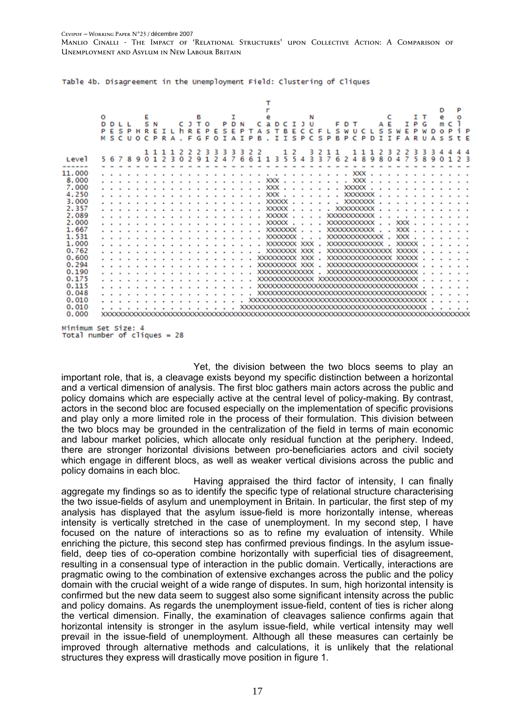Table 4b. Disagreement in the Unemployment Field: Clustering of Cliques

```
                                        T
                                        r
       O       E         B       I      e               N                             D   P
       D D L L S N     C J T O   P D N  C a D C I J U     F D T     A E   I P G     m C l
       P E S P H R E I L h R E P E S E P T A S T B E C C F L S W U C L S S W E P W D O P i P
       M S C U O C P R A . F G F O I A I P B . I I S P C S P B P C P D I I F A R U A S S t E

                 1 1 1 1 2 2 2 3 3 3 3 3 2 2     1 2   3 2 1 1   1 1 1 2 3 2 2 3 3 3 4 4 4 4
Level    5 6 7 8 9 0 1 2 3 0 2 9 1 2 4 7 6 6 1 1 3 5 5 4 3 3 7 6 2 4 8 9 8 0 4 7 5 8 9 0 1 2 3
------   - - - - - - - - - - - - - - - - - - - - - - - - - - - - - - - - - - - - - - - - - - -
11.000   . . . . . . . . . . . . . . . . . . . . . . . . . . . . . XXX . . . . . . . . . . . .
 8.000   . . . . . . . . . . . . . . . . . . . XXX . . . . . . . . . XXX . . . . . . . . . . . .
 7.000   . . . . . . . . . . . . . . . . . . . XXX . . . . . . . . XXXXX . . . . . . . . . . . .
 4.250   . . . . . . . . . . . . . . . . . . . XXX . . . . . . . . XXXXXXX . . . . . . . . . . .
 3.000   . . . . . . . . . . . . . . . . . . . XXXXX . . . . . . . XXXXXXX . . . . . . . . . . .
 2.357   . . . . . . . . . . . . . . . . . . . XXXXX . . . . . . XXXXXXXXX . . . . . . . . . . .
 2.089   . . . . . . . . . . . . . . . . . . . XXXXX . . . . . XXXXXXXXXXX . . . . . . . . . . .
 2.000   . . . . . . . . . . . . . . . . . . . XXXXX . . . . . XXXXXXXXXXX . . XXX . . . . . . .
 1.667   . . . . . . . . . . . . . . . . . . . XXXXXXX . . . . XXXXXXXXXXX . . XXX . . . . . . .
 1.531   . . . . . . . . . . . . . . . . . . . XXXXXXX . . . XXXXXXXXXXXXX . XXX . . . . . . . .
 1.000   . . . . . . . . . . . . . . . . . . . XXXXXXX XXX . XXXXXXXXXXXXX . XXXXX . . . . . . .
 0.762   . . . . . . . . . . . . . . . . . . . XXXXXXX XXX . XXXXXXXXXXXXXXX XXXXX . . . . . . .
 0.600   . . . . . . . . . . . . . . . . . . XXXXXXXXX XXX . XXXXXXXXXXXXXXX XXXXX . . . . . . .
 0.294   . . . . . . . . . . . . . . . . . . XXXXXXXXX XXX . XXXXXXXXXXXXXXXXXXXXX . . . . . . .
 0.190   . . . . . . . . . . . . . . . . . . XXXXXXXXXXXXX . XXXXXXXXXXXXXXXXXXXXX . . . . . . .
 0.175   . . . . . . . . . . . . . . . . . . XXXXXXXXXXXXX XXXXXXXXXXXXXXXXXXXXXXX . . . . . . .
 0.115   . . . . . . . . . . . . . . . . . . XXXXXXXXXXXXXXXXXXXXXXXXXXXXXXXXXXXXX . . . . . . .
 0.048   . . . . . . . . . . . . . . . . . . XXXXXXXXXXXXXXXXXXXXXXXXXXXXXXXXXXXXXXX . . . . .
 0.010   . . . . . . . . . . . . . . . . . XXXXXXXXXXXXXXXXXXXXXXXXXXXXXXXXXXXXXXXXX . . . . .
 0.010   . . . . . . . . . . . . . . . . XXXXXXXXXXXXXXXXXXXXXXXXXXXXXXXXXXXXXXXXXXX . . . . .
 0.000   XXXXXXXXXXXXXXXXXXXXXXXXXXXXXXXXXXXXXXXXXXXXXXXXXXXXXXXXXXXXXXXXXXXXXXXXXXXXXXXXXXXXX

Minimum Set Size: 4
Total number of cliques = 28
```

Yet, the division between the two blocs seems to play an important role, that is, a cleavage exists beyond my specific distinction between a horizontal and a vertical dimension of analysis. The first bloc gathers main actors across the public and policy domains which are especially active at the central level of policy-making. By contrast, actors in the second bloc are focused especially on the implementation of specific provisions and play only a more limited role in the process of their formulation. This division between the two blocs may be grounded in the centralization of the field in terms of main economic and labour market policies, which allocate only residual function at the periphery. Indeed, there are stronger horizontal divisions between pro-beneficiaries actors and civil society which engage in different blocs, as well as weaker vertical divisions across the public and policy domains in each bloc.

Having appraised the third factor of intensity, I can finally aggregate my findings so as to identify the specific type of relational structure characterising the two issue-fields of asylum and unemployment in Britain. In particular, the first step of my analysis has displayed that the asylum issue-field is more horizontally intense, whereas intensity is vertically stretched in the case of unemployment. In my second step, I have focused on the nature of interactions so as to refine my evaluation of intensity. While enriching the picture, this second step has confirmed previous findings. In the asylum issue-field, deep ties of co-operation combine horizontally with superficial ties of disagreement, resulting in a consensual type of interaction in the public domain. Vertically, interactions are pragmatic owing to the combination of extensive exchanges across the public and the policy domain with the crucial weight of a wide range of disputes. In sum, high horizontal intensity is confirmed but the new data seem to suggest also some significant intensity across the public and policy domains. As regards the unemployment issue-field, content of ties is richer along the vertical dimension. Finally, the examination of cleavages salience confirms again that horizontal intensity is stronger in the asylum issue-field, while vertical intensity may well prevail in the issue-field of unemployment. Although all these measures can certainly be improved through alternative methods and calculations, it is unlikely that the relational structures they express will drastically move position in figure 1.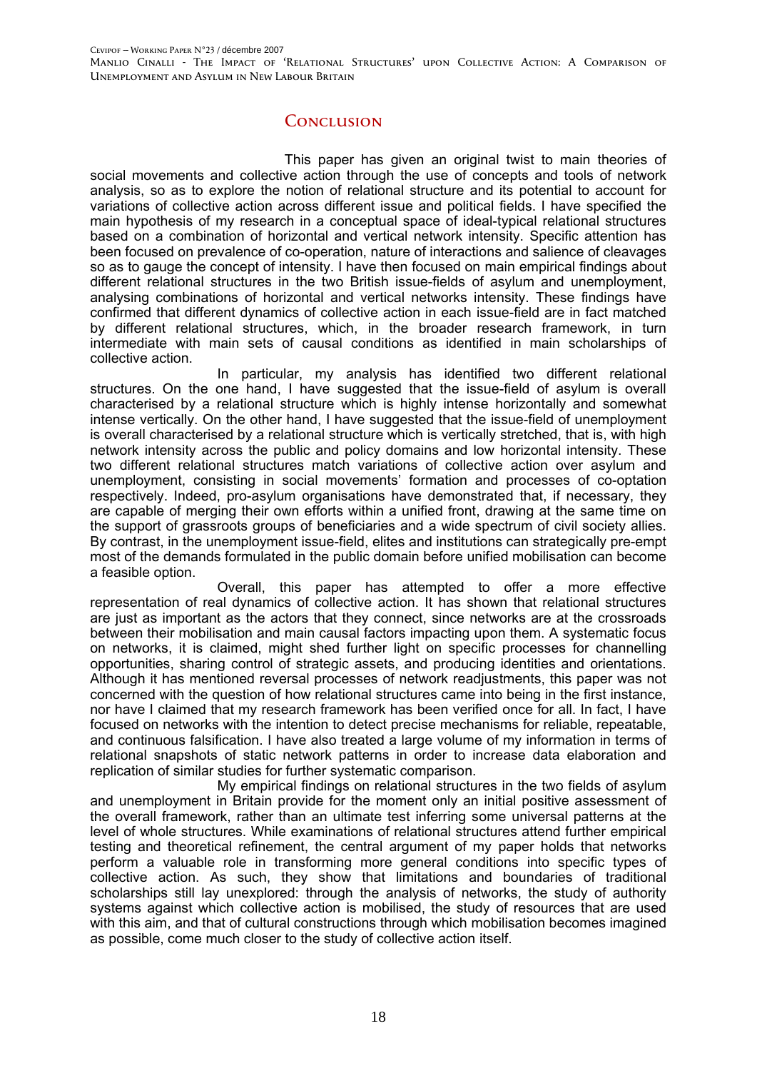## Conclusion

This paper has given an original twist to main theories of social movements and collective action through the use of concepts and tools of network analysis, so as to explore the notion of relational structure and its potential to account for variations of collective action across different issue and political fields. I have specified the main hypothesis of my research in a conceptual space of ideal-typical relational structures based on a combination of horizontal and vertical network intensity. Specific attention has been focused on prevalence of co-operation, nature of interactions and salience of cleavages so as to gauge the concept of intensity. I have then focused on main empirical findings about different relational structures in the two British issue-fields of asylum and unemployment, analysing combinations of horizontal and vertical networks intensity. These findings have confirmed that different dynamics of collective action in each issue-field are in fact matched by different relational structures, which, in the broader research framework, in turn intermediate with main sets of causal conditions as identified in main scholarships of collective action.

In particular, my analysis has identified two different relational structures. On the one hand, I have suggested that the issue-field of asylum is overall characterised by a relational structure which is highly intense horizontally and somewhat intense vertically. On the other hand, I have suggested that the issue-field of unemployment is overall characterised by a relational structure which is vertically stretched, that is, with high network intensity across the public and policy domains and low horizontal intensity. These two different relational structures match variations of collective action over asylum and unemployment, consisting in social movements' formation and processes of co-optation respectively. Indeed, pro-asylum organisations have demonstrated that, if necessary, they are capable of merging their own efforts within a unified front, drawing at the same time on the support of grassroots groups of beneficiaries and a wide spectrum of civil society allies. By contrast, in the unemployment issue-field, elites and institutions can strategically pre-empt most of the demands formulated in the public domain before unified mobilisation can become a feasible option.

Overall, this paper has attempted to offer a more effective representation of real dynamics of collective action. It has shown that relational structures are just as important as the actors that they connect, since networks are at the crossroads between their mobilisation and main causal factors impacting upon them. A systematic focus on networks, it is claimed, might shed further light on specific processes for channelling opportunities, sharing control of strategic assets, and producing identities and orientations. Although it has mentioned reversal processes of network readjustments, this paper was not concerned with the question of how relational structures came into being in the first instance, nor have I claimed that my research framework has been verified once for all. In fact, I have focused on networks with the intention to detect precise mechanisms for reliable, repeatable, and continuous falsification. I have also treated a large volume of my information in terms of relational snapshots of static network patterns in order to increase data elaboration and replication of similar studies for further systematic comparison.

My empirical findings on relational structures in the two fields of asylum and unemployment in Britain provide for the moment only an initial positive assessment of the overall framework, rather than an ultimate test inferring some universal patterns at the level of whole structures. While examinations of relational structures attend further empirical testing and theoretical refinement, the central argument of my paper holds that networks perform a valuable role in transforming more general conditions into specific types of collective action. As such, they show that limitations and boundaries of traditional scholarships still lay unexplored: through the analysis of networks, the study of authority systems against which collective action is mobilised, the study of resources that are used with this aim, and that of cultural constructions through which mobilisation becomes imagined as possible, come much closer to the study of collective action itself.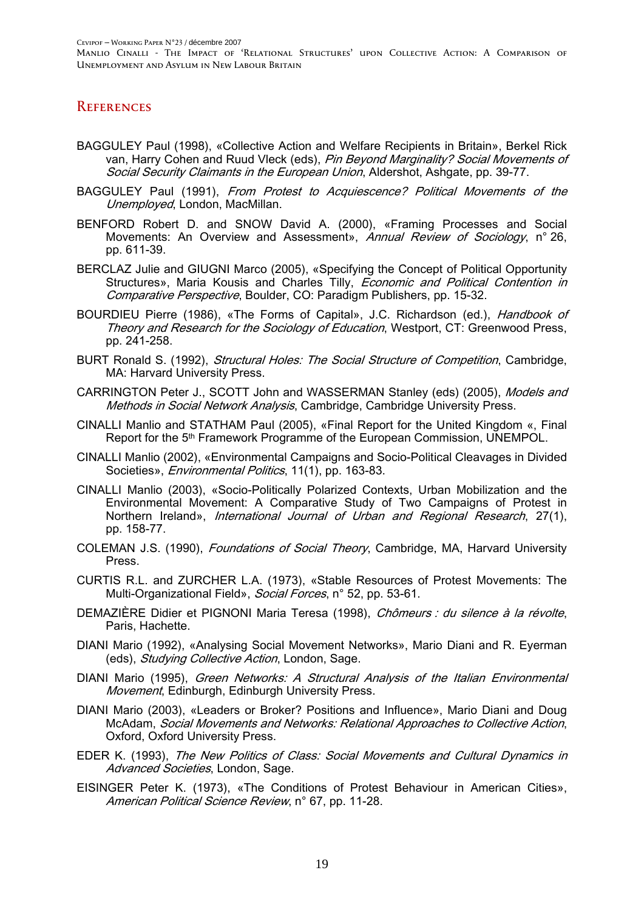## References

BAGGULEY Paul (1998), «Collective Action and Welfare Recipients in Britain», Berkel Rick van, Harry Cohen and Ruud Vleck (eds), *Pin Beyond Marginality? Social Movements of Social Security Claimants in the European Union*, Aldershot, Ashgate, pp. 39-77.

BAGGULEY Paul (1991), *From Protest to Acquiescence? Political Movements of the Unemployed*, London, MacMillan.

BENFORD Robert D. and SNOW David A. (2000), «Framing Processes and Social Movements: An Overview and Assessment», *Annual Review of Sociology*, n° 26, pp. 611-39.

BERCLAZ Julie and GIUGNI Marco (2005), «Specifying the Concept of Political Opportunity Structures», Maria Kousis and Charles Tilly, *Economic and Political Contention in Comparative Perspective*, Boulder, CO: Paradigm Publishers, pp. 15-32.

BOURDIEU Pierre (1986), «The Forms of Capital», J.C. Richardson (ed.), *Handbook of Theory and Research for the Sociology of Education*, Westport, CT: Greenwood Press, pp. 241-258.

BURT Ronald S. (1992), *Structural Holes: The Social Structure of Competition*, Cambridge, MA: Harvard University Press.

CARRINGTON Peter J., SCOTT John and WASSERMAN Stanley (eds) (2005), *Models and Methods in Social Network Analysis*, Cambridge, Cambridge University Press.

CINALLI Manlio and STATHAM Paul (2005), «Final Report for the United Kingdom «, Final Report for the 5th Framework Programme of the European Commission, UNEMPOL.

CINALLI Manlio (2002), «Environmental Campaigns and Socio-Political Cleavages in Divided Societies», *Environmental Politics*, 11(1), pp. 163-83.

CINALLI Manlio (2003), «Socio-Politically Polarized Contexts, Urban Mobilization and the Environmental Movement: A Comparative Study of Two Campaigns of Protest in Northern Ireland», *International Journal of Urban and Regional Research*, 27(1), pp. 158-77.

COLEMAN J.S. (1990), *Foundations of Social Theory*, Cambridge, MA, Harvard University Press.

CURTIS R.L. and ZURCHER L.A. (1973), «Stable Resources of Protest Movements: The Multi-Organizational Field», *Social Forces*, n° 52, pp. 53-61.

DEMAZIÈRE Didier et PIGNONI Maria Teresa (1998), *Chômeurs : du silence à la révolte*, Paris, Hachette.

DIANI Mario (1992), «Analysing Social Movement Networks», Mario Diani and R. Eyerman (eds), *Studying Collective Action*, London, Sage.

DIANI Mario (1995), *Green Networks: A Structural Analysis of the Italian Environmental Movement*, Edinburgh, Edinburgh University Press.

DIANI Mario (2003), «Leaders or Broker? Positions and Influence», Mario Diani and Doug McAdam, *Social Movements and Networks: Relational Approaches to Collective Action*, Oxford, Oxford University Press.

EDER K. (1993), *The New Politics of Class: Social Movements and Cultural Dynamics in Advanced Societies*, London, Sage.

EISINGER Peter K. (1973), «The Conditions of Protest Behaviour in American Cities», *American Political Science Review*, n° 67, pp. 11-28.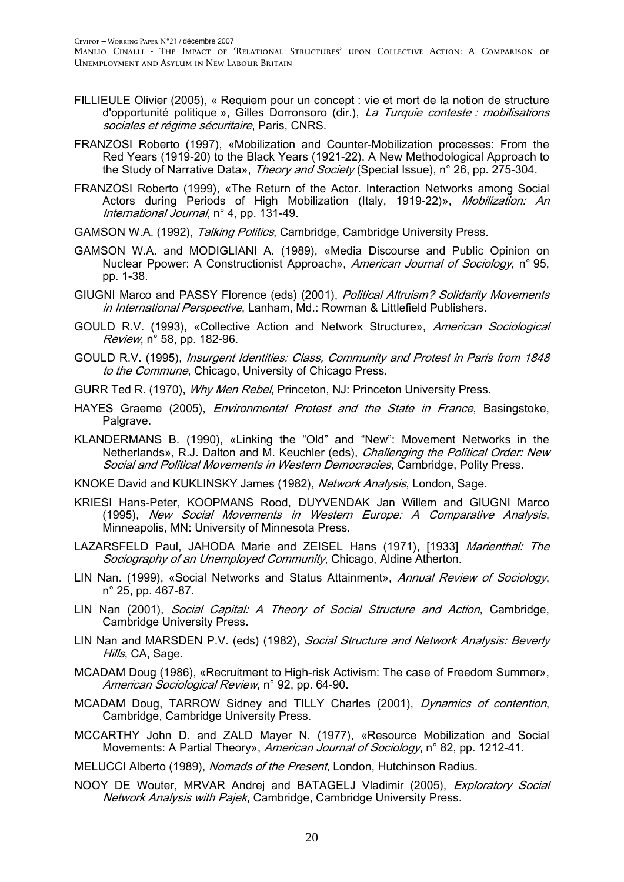FILLIEULE Olivier (2005), « Requiem pour un concept : vie et mort de la notion de structure d'opportunité politique », Gilles Dorronsoro (dir.), *La Turquie conteste : mobilisations sociales et régime sécuritaire*, Paris, CNRS.

FRANZOSI Roberto (1997), «Mobilization and Counter-Mobilization processes: From the Red Years (1919-20) to the Black Years (1921-22). A New Methodological Approach to the Study of Narrative Data», *Theory and Society* (Special Issue), n° 26, pp. 275-304.

FRANZOSI Roberto (1999), «The Return of the Actor. Interaction Networks among Social Actors during Periods of High Mobilization (Italy, 1919-22)», *Mobilization: An International Journal*, n° 4, pp. 131-49.

GAMSON W.A. (1992), *Talking Politics*, Cambridge, Cambridge University Press.

GAMSON W.A. and MODIGLIANI A. (1989), «Media Discourse and Public Opinion on Nuclear Ppower: A Constructionist Approach», *American Journal of Sociology*, n° 95, pp. 1-38.

GIUGNI Marco and PASSY Florence (eds) (2001), *Political Altruism? Solidarity Movements in International Perspective*, Lanham, Md.: Rowman & Littlefield Publishers.

GOULD R.V. (1993), «Collective Action and Network Structure», *American Sociological Review*, n° 58, pp. 182-96.

GOULD R.V. (1995), *Insurgent Identities: Class, Community and Protest in Paris from 1848 to the Commune*, Chicago, University of Chicago Press.

GURR Ted R. (1970), *Why Men Rebel*, Princeton, NJ: Princeton University Press.

HAYES Graeme (2005), *Environmental Protest and the State in France*, Basingstoke, Palgrave.

KLANDERMANS B. (1990), «Linking the "Old" and "New": Movement Networks in the Netherlands», R.J. Dalton and M. Keuchler (eds), *Challenging the Political Order: New Social and Political Movements in Western Democracies*, Cambridge, Polity Press.

KNOKE David and KUKLINSKY James (1982), *Network Analysis*, London, Sage.

KRIESI Hans-Peter, KOOPMANS Rood, DUYVENDAK Jan Willem and GIUGNI Marco (1995), *New Social Movements in Western Europe: A Comparative Analysis*, Minneapolis, MN: University of Minnesota Press.

LAZARSFELD Paul, JAHODA Marie and ZEISEL Hans (1971), [1933] *Marienthal: The Sociography of an Unemployed Community*, Chicago, Aldine Atherton.

LIN Nan. (1999), «Social Networks and Status Attainment», *Annual Review of Sociology*, n° 25, pp. 467-87.

LIN Nan (2001), *Social Capital: A Theory of Social Structure and Action*, Cambridge, Cambridge University Press.

LIN Nan and MARSDEN P.V. (eds) (1982), *Social Structure and Network Analysis: Beverly Hills*, CA, Sage.

MCADAM Doug (1986), «Recruitment to High-risk Activism: The case of Freedom Summer», *American Sociological Review*, n° 92, pp. 64-90.

MCADAM Doug, TARROW Sidney and TILLY Charles (2001), *Dynamics of contention*, Cambridge, Cambridge University Press.

MCCARTHY John D. and ZALD Mayer N. (1977), «Resource Mobilization and Social Movements: A Partial Theory», *American Journal of Sociology*, n° 82, pp. 1212-41.

MELUCCI Alberto (1989), *Nomads of the Present*, London, Hutchinson Radius.

NOOY DE Wouter, MRVAR Andrej and BATAGELJ Vladimir (2005), *Exploratory Social Network Analysis with Pajek*, Cambridge, Cambridge University Press.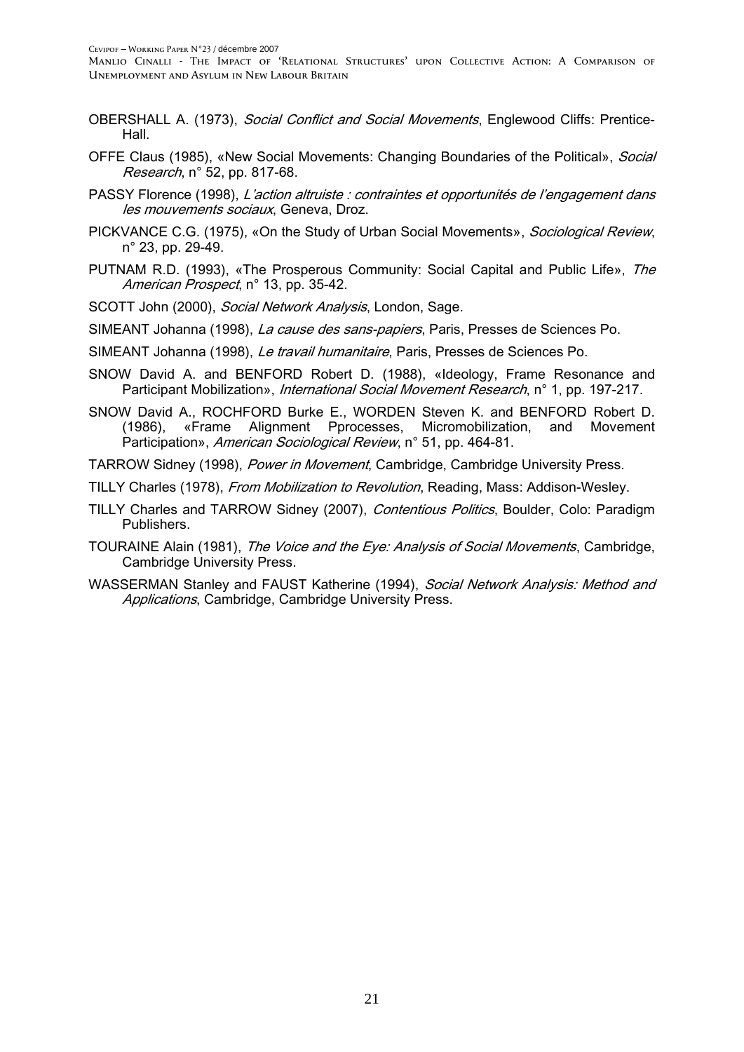OBERSHALL A. (1973), *Social Conflict and Social Movements*, Englewood Cliffs: Prentice-Hall.

OFFE Claus (1985), «New Social Movements: Changing Boundaries of the Political», *Social Research*, n° 52, pp. 817-68.

PASSY Florence (1998), *L'action altruiste : contraintes et opportunités de l'engagement dans les mouvements sociaux*, Geneva, Droz.

PICKVANCE C.G. (1975), «On the Study of Urban Social Movements», *Sociological Review*, n° 23, pp. 29-49.

PUTNAM R.D. (1993), «The Prosperous Community: Social Capital and Public Life», *The American Prospect*, n° 13, pp. 35-42.

SCOTT John (2000), *Social Network Analysis*, London, Sage.

SIMEANT Johanna (1998), *La cause des sans-papiers*, Paris, Presses de Sciences Po.

SIMEANT Johanna (1998), *Le travail humanitaire*, Paris, Presses de Sciences Po.

SNOW David A. and BENFORD Robert D. (1988), «Ideology, Frame Resonance and Participant Mobilization», *International Social Movement Research*, n° 1, pp. 197-217.

SNOW David A., ROCHFORD Burke E., WORDEN Steven K. and BENFORD Robert D. (1986), «Frame Alignment Pprocesses, Micromobilization, and Movement Participation», *American Sociological Review*, n° 51, pp. 464-81.

TARROW Sidney (1998), *Power in Movement*, Cambridge, Cambridge University Press.

TILLY Charles (1978), *From Mobilization to Revolution*, Reading, Mass: Addison-Wesley.

TILLY Charles and TARROW Sidney (2007), *Contentious Politics*, Boulder, Colo: Paradigm Publishers.

TOURAINE Alain (1981), *The Voice and the Eye: Analysis of Social Movements*, Cambridge, Cambridge University Press.

WASSERMAN Stanley and FAUST Katherine (1994), *Social Network Analysis: Method and Applications*, Cambridge, Cambridge University Press.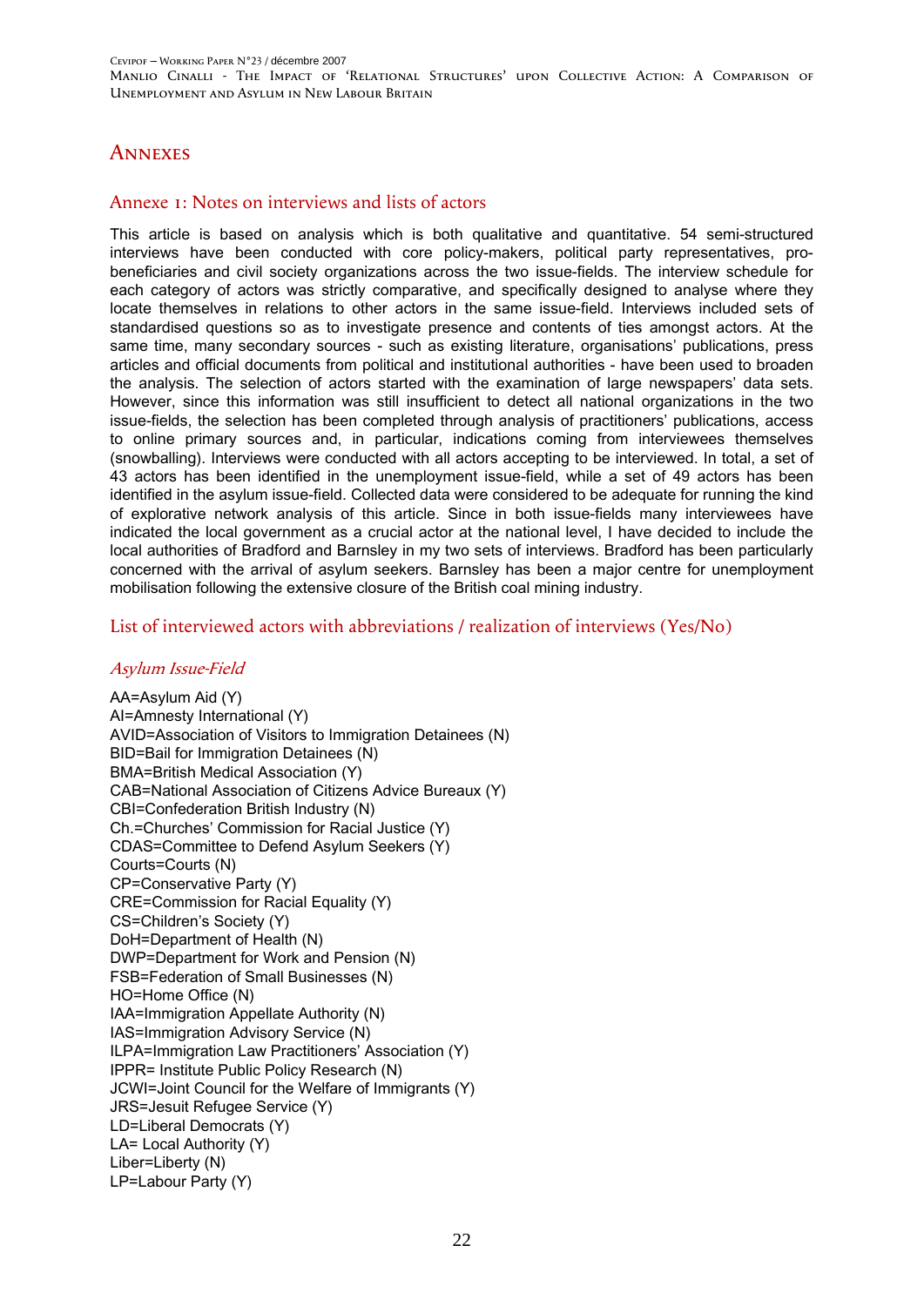# Annexes

## Annexe 1: Notes on interviews and lists of actors

This article is based on analysis which is both qualitative and quantitative. 54 semi-structured interviews have been conducted with core policy-makers, political party representatives, pro-beneficiaries and civil society organizations across the two issue-fields. The interview schedule for each category of actors was strictly comparative, and specifically designed to analyse where they locate themselves in relations to other actors in the same issue-field. Interviews included sets of standardised questions so as to investigate presence and contents of ties amongst actors. At the same time, many secondary sources - such as existing literature, organisations' publications, press articles and official documents from political and institutional authorities - have been used to broaden the analysis. The selection of actors started with the examination of large newspapers' data sets. However, since this information was still insufficient to detect all national organizations in the two issue-fields, the selection has been completed through analysis of practitioners' publications, access to online primary sources and, in particular, indications coming from interviewees themselves (snowballing). Interviews were conducted with all actors accepting to be interviewed. In total, a set of 43 actors has been identified in the unemployment issue-field, while a set of 49 actors has been identified in the asylum issue-field. Collected data were considered to be adequate for running the kind of explorative network analysis of this article. Since in both issue-fields many interviewees have indicated the local government as a crucial actor at the national level, I have decided to include the local authorities of Bradford and Barnsley in my two sets of interviews. Bradford has been particularly concerned with the arrival of asylum seekers. Barnsley has been a major centre for unemployment mobilisation following the extensive closure of the British coal mining industry.

## List of interviewed actors with abbreviations / realization of interviews (Yes/No)

### *Asylum Issue-Field*

AA=Asylum Aid (Y)
AI=Amnesty International (Y)
AVID=Association of Visitors to Immigration Detainees (N)
BID=Bail for Immigration Detainees (N)
BMA=British Medical Association (Y)
CAB=National Association of Citizens Advice Bureaux (Y)
CBI=Confederation British Industry (N)
Ch.=Churches' Commission for Racial Justice (Y)
CDAS=Committee to Defend Asylum Seekers (Y)
Courts=Courts (N)
CP=Conservative Party (Y)
CRE=Commission for Racial Equality (Y)
CS=Children's Society (Y)
DoH=Department of Health (N)
DWP=Department for Work and Pension (N)
FSB=Federation of Small Businesses (N)
HO=Home Office (N)
IAA=Immigration Appellate Authority (N)
IAS=Immigration Advisory Service (N)
ILPA=Immigration Law Practitioners' Association (Y)
IPPR= Institute Public Policy Research (N)
JCWI=Joint Council for the Welfare of Immigrants (Y)
JRS=Jesuit Refugee Service (Y)
LD=Liberal Democrats (Y)
LA= Local Authority (Y)
Liber=Liberty (N)
LP=Labour Party (Y)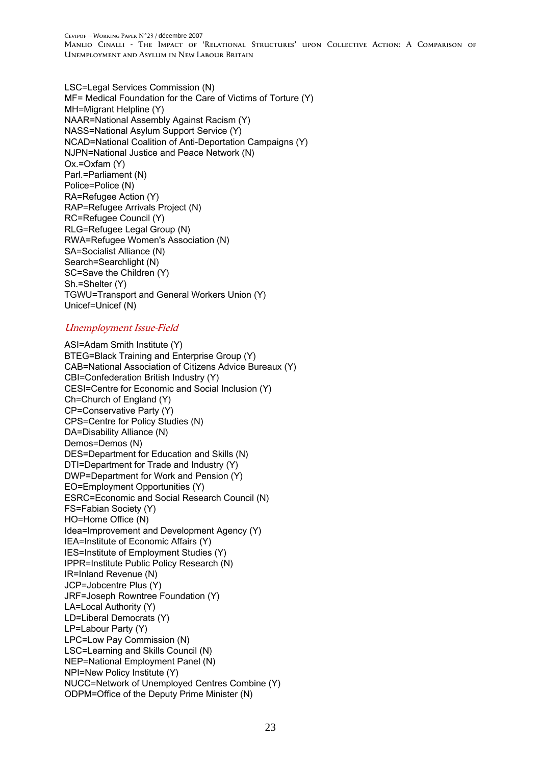LSC=Legal Services Commission (N)
MF= Medical Foundation for the Care of Victims of Torture (Y)
MH=Migrant Helpline (Y)
NAAR=National Assembly Against Racism (Y)
NASS=National Asylum Support Service (Y)
NCAD=National Coalition of Anti-Deportation Campaigns (Y)
NJPN=National Justice and Peace Network (N)
Ox.=Oxfam (Y)
Parl.=Parliament (N)
Police=Police (N)
RA=Refugee Action (Y)
RAP=Refugee Arrivals Project (N)
RC=Refugee Council (Y)
RLG=Refugee Legal Group (N)
RWA=Refugee Women's Association (N)
SA=Socialist Alliance (N)
Search=Searchlight (N)
SC=Save the Children (Y)
Sh.=Shelter (Y)
TGWU=Transport and General Workers Union (Y)
Unicef=Unicef (N)

### *Unemployment Issue-Field*

ASI=Adam Smith Institute (Y)
BTEG=Black Training and Enterprise Group (Y)
CAB=National Association of Citizens Advice Bureaux (Y)
CBI=Confederation British Industry (Y)
CESI=Centre for Economic and Social Inclusion (Y)
Ch=Church of England (Y)
CP=Conservative Party (Y)
CPS=Centre for Policy Studies (N)
DA=Disability Alliance (N)
Demos=Demos (N)
DES=Department for Education and Skills (N)
DTI=Department for Trade and Industry (Y)
DWP=Department for Work and Pension (Y)
EO=Employment Opportunities (Y)
ESRC=Economic and Social Research Council (N)
FS=Fabian Society (Y)
HO=Home Office (N)
Idea=Improvement and Development Agency (Y)
IEA=Institute of Economic Affairs (Y)
IES=Institute of Employment Studies (Y)
IPPR=Institute Public Policy Research (N)
IR=Inland Revenue (N)
JCP=Jobcentre Plus (Y)
JRF=Joseph Rowntree Foundation (Y)
LA=Local Authority (Y)
LD=Liberal Democrats (Y)
LP=Labour Party (Y)
LPC=Low Pay Commission (N)
LSC=Learning and Skills Council (N)
NEP=National Employment Panel (N)
NPI=New Policy Institute (Y)
NUCC=Network of Unemployed Centres Combine (Y)
ODPM=Office of the Deputy Prime Minister (N)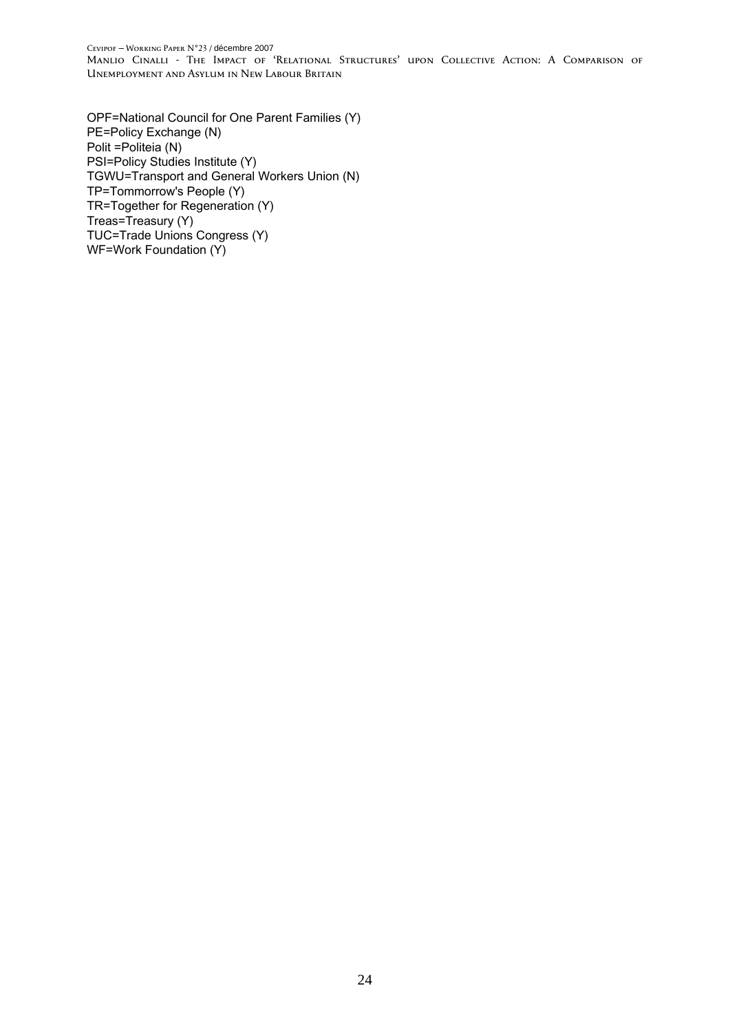OPF=National Council for One Parent Families (Y)
PE=Policy Exchange (N)
Polit =Politeia (N)
PSI=Policy Studies Institute (Y)
TGWU=Transport and General Workers Union (N)
TP=Tommorrow's People (Y)
TR=Together for Regeneration (Y)
Treas=Treasury (Y)
TUC=Trade Unions Congress (Y)
WF=Work Foundation (Y)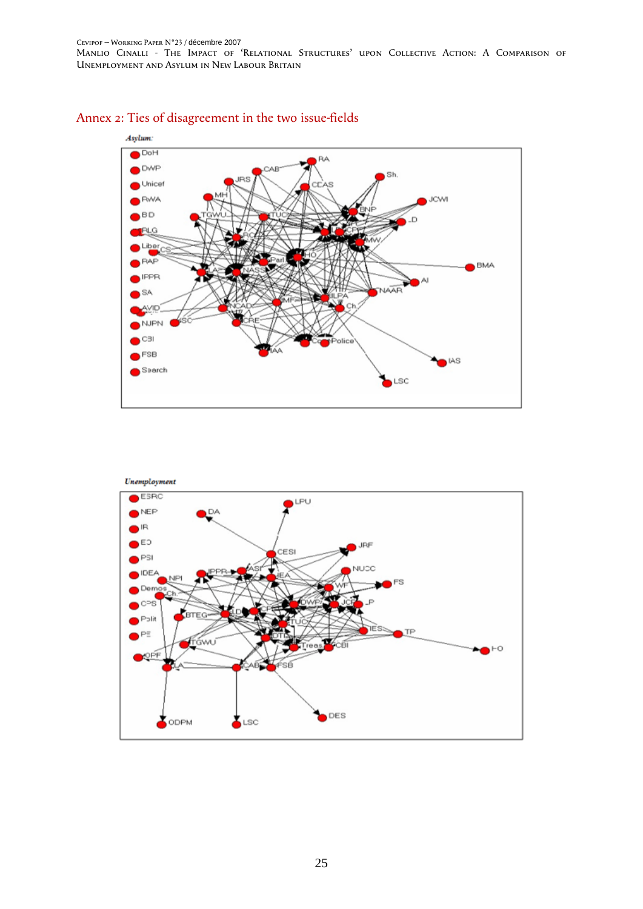## Annex 2: Ties of disagreement in the two issue-fields

*Asylum:*

*Unemployment*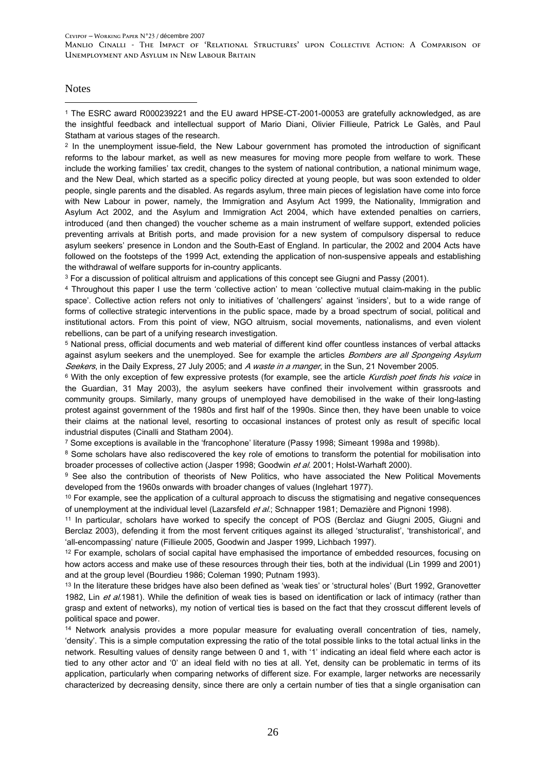Notes

[1] The ESRC award R000239221 and the EU award HPSE-CT-2001-00053 are gratefully acknowledged, as are the insightful feedback and intellectual support of Mario Diani, Olivier Fillieule, Patrick Le Galès, and Paul Statham at various stages of the research.

[2] In the unemployment issue-field, the New Labour government has promoted the introduction of significant reforms to the labour market, as well as new measures for moving more people from welfare to work. These include the working families' tax credit, changes to the system of national contribution, a national minimum wage, and the New Deal, which started as a specific policy directed at young people, but was soon extended to older people, single parents and the disabled. As regards asylum, three main pieces of legislation have come into force with New Labour in power, namely, the Immigration and Asylum Act 1999, the Nationality, Immigration and Asylum Act 2002, and the Asylum and Immigration Act 2004, which have extended penalties on carriers, introduced (and then changed) the voucher scheme as a main instrument of welfare support, extended policies preventing arrivals at British ports, and made provision for a new system of compulsory dispersal to reduce asylum seekers' presence in London and the South-East of England. In particular, the 2002 and 2004 Acts have followed on the footsteps of the 1999 Act, extending the application of non-suspensive appeals and establishing the withdrawal of welfare supports for in-country applicants.

[3] For a discussion of political altruism and applications of this concept see Giugni and Passy (2001).

[4] Throughout this paper I use the term 'collective action' to mean 'collective mutual claim-making in the public space'. Collective action refers not only to initiatives of 'challengers' against 'insiders', but to a wide range of forms of collective strategic interventions in the public space, made by a broad spectrum of social, political and institutional actors. From this point of view, NGO altruism, social movements, nationalisms, and even violent rebellions, can be part of a unifying research investigation.

[5] National press, official documents and web material of different kind offer countless instances of verbal attacks against asylum seekers and the unemployed. See for example the articles *Bombers are all Spongeing Asylum Seekers*, in the Daily Express, 27 July 2005; and *A waste in a manger*, in the Sun, 21 November 2005.

[6] With the only exception of few expressive protests (for example, see the article *Kurdish poet finds his voice* in the Guardian, 31 May 2003), the asylum seekers have confined their involvement within grassroots and community groups. Similarly, many groups of unemployed have demobilised in the wake of their long-lasting protest against government of the 1980s and first half of the 1990s. Since then, they have been unable to voice their claims at the national level, resorting to occasional instances of protest only as result of specific local industrial disputes (Cinalli and Statham 2004).

[7] Some exceptions is available in the 'francophone' literature (Passy 1998; Simeant 1998a and 1998b).

[8] Some scholars have also rediscovered the key role of emotions to transform the potential for mobilisation into broader processes of collective action (Jasper 1998; Goodwin *et al.* 2001; Holst-Warhaft 2000).

[9] See also the contribution of theorists of New Politics, who have associated the New Political Movements developed from the 1960s onwards with broader changes of values (Inglehart 1977).

[10] For example, see the application of a cultural approach to discuss the stigmatising and negative consequences of unemployment at the individual level (Lazarsfeld *et al.*; Schnapper 1981; Demazière and Pignoni 1998).

[11] In particular, scholars have worked to specify the concept of POS (Berclaz and Giugni 2005, Giugni and Berclaz 2003), defending it from the most fervent critiques against its alleged 'structuralist', 'transhistorical', and 'all-encompassing' nature (Fillieule 2005, Goodwin and Jasper 1999, Lichbach 1997).

[12] For example, scholars of social capital have emphasised the importance of embedded resources, focusing on how actors access and make use of these resources through their ties, both at the individual (Lin 1999 and 2001) and at the group level (Bourdieu 1986; Coleman 1990; Putnam 1993).

[13] In the literature these bridges have also been defined as 'weak ties' or 'structural holes' (Burt 1992, Granovetter 1982, Lin *et al.*1981). While the definition of weak ties is based on identification or lack of intimacy (rather than grasp and extent of networks), my notion of vertical ties is based on the fact that they crosscut different levels of political space and power.

[14] Network analysis provides a more popular measure for evaluating overall concentration of ties, namely, 'density'. This is a simple computation expressing the ratio of the total possible links to the total actual links in the network. Resulting values of density range between 0 and 1, with '1' indicating an ideal field where each actor is tied to any other actor and '0' an ideal field with no ties at all. Yet, density can be problematic in terms of its application, particularly when comparing networks of different size. For example, larger networks are necessarily characterized by decreasing density, since there are only a certain number of ties that a single organisation can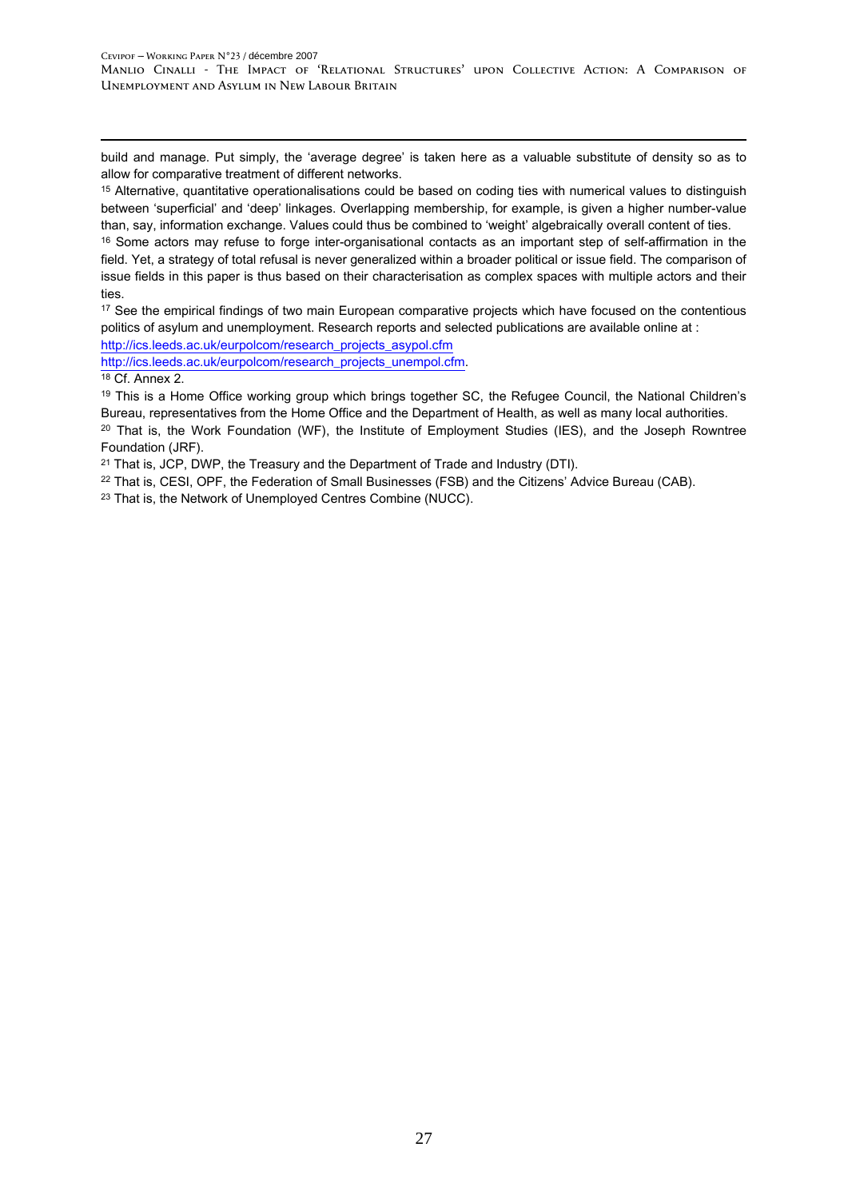build and manage. Put simply, the 'average degree' is taken here as a valuable substitute of density so as to allow for comparative treatment of different networks.

[15] Alternative, quantitative operationalisations could be based on coding ties with numerical values to distinguish between 'superficial' and 'deep' linkages. Overlapping membership, for example, is given a higher number-value than, say, information exchange. Values could thus be combined to 'weight' algebraically overall content of ties.

[16] Some actors may refuse to forge inter-organisational contacts as an important step of self-affirmation in the field. Yet, a strategy of total refusal is never generalized within a broader political or issue field. The comparison of issue fields in this paper is thus based on their characterisation as complex spaces with multiple actors and their ties.

[17] See the empirical findings of two main European comparative projects which have focused on the contentious politics of asylum and unemployment. Research reports and selected publications are available online at :
http://ics.leeds.ac.uk/eurpolcom/research_projects_asypol.cfm
http://ics.leeds.ac.uk/eurpolcom/research_projects_unempol.cfm.

[18] Cf. Annex 2.

[19] This is a Home Office working group which brings together SC, the Refugee Council, the National Children's Bureau, representatives from the Home Office and the Department of Health, as well as many local authorities.

[20] That is, the Work Foundation (WF), the Institute of Employment Studies (IES), and the Joseph Rowntree Foundation (JRF).

[21] That is, JCP, DWP, the Treasury and the Department of Trade and Industry (DTI).

[22] That is, CESI, OPF, the Federation of Small Businesses (FSB) and the Citizens' Advice Bureau (CAB).

[23] That is, the Network of Unemployed Centres Combine (NUCC).